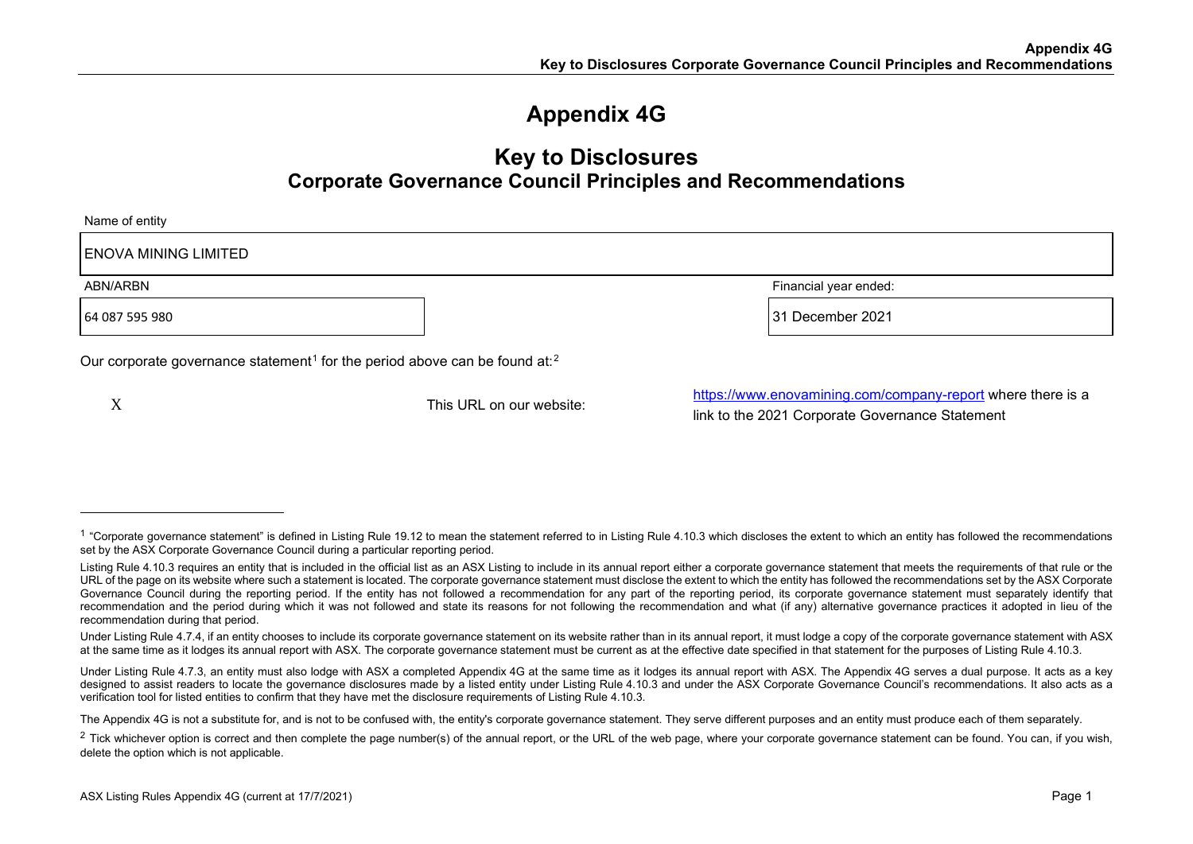# Appendix 4G

## Key to Disclosures
### Corporate Governance Council Principles and Recommendations

Name of entity

| ENOVA MINING LIMITED |
|---|

| ABN/ARBN | Financial year ended: |
|---|---|
| 64 087 595 980 | 31 December 2021 |

Our corporate governance statement[1] for the period above can be found at:[2]

| X | This URL on our website: | https://www.enovamining.com/company-report where there is a link to the 2021 Corporate Governance Statement |
|---|---|---|

---

[1] "Corporate governance statement" is defined in Listing Rule 19.12 to mean the statement referred to in Listing Rule 4.10.3 which discloses the extent to which an entity has followed the recommendations set by the ASX Corporate Governance Council during a particular reporting period.

Listing Rule 4.10.3 requires an entity that is included in the official list as an ASX Listing to include in its annual report either a corporate governance statement that meets the requirements of that rule or the URL of the page on its website where such a statement is located. The corporate governance statement must disclose the extent to which the entity has followed the recommendations set by the ASX Corporate Governance Council during the reporting period. If the entity has not followed a recommendation for any part of the reporting period, its corporate governance statement must separately identify that recommendation and the period during which it was not followed and state its reasons for not following the recommendation and what (if any) alternative governance practices it adopted in lieu of the recommendation during that period.

Under Listing Rule 4.7.4, if an entity chooses to include its corporate governance statement on its website rather than in its annual report, it must lodge a copy of the corporate governance statement with ASX at the same time as it lodges its annual report with ASX. The corporate governance statement must be current as at the effective date specified in that statement for the purposes of Listing Rule 4.10.3.

Under Listing Rule 4.7.3, an entity must also lodge with ASX a completed Appendix 4G at the same time as it lodges its annual report with ASX. The Appendix 4G serves a dual purpose. It acts as a key designed to assist readers to locate the governance disclosures made by a listed entity under Listing Rule 4.10.3 and under the ASX Corporate Governance Council's recommendations. It also acts as a verification tool for listed entities to confirm that they have met the disclosure requirements of Listing Rule 4.10.3.

The Appendix 4G is not a substitute for, and is not to be confused with, the entity's corporate governance statement. They serve different purposes and an entity must produce each of them separately.

[2] Tick whichever option is correct and then complete the page number(s) of the annual report, or the URL of the web page, where your corporate governance statement can be found. You can, if you wish, delete the option which is not applicable.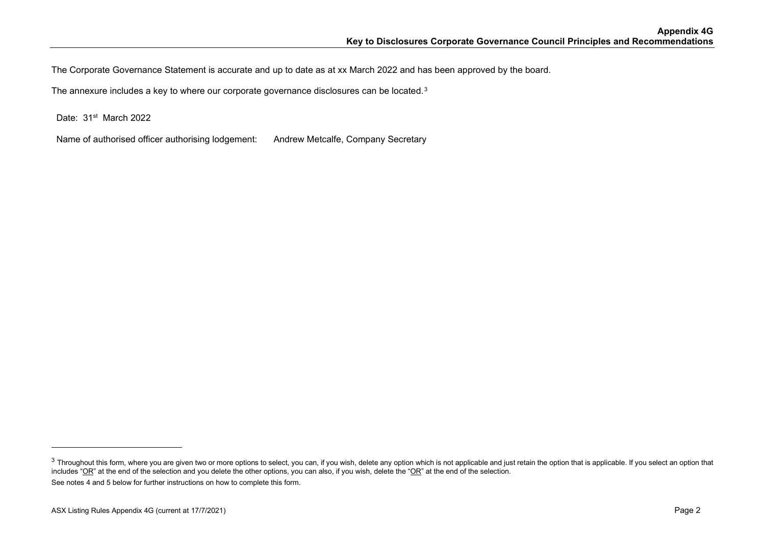The Corporate Governance Statement is accurate and up to date as at xx March 2022 and has been approved by the board.

The annexure includes a key to where our corporate governance disclosures can be located.[3]

Date: 31st March 2022

Name of authorised officer authorising lodgement: Andrew Metcalfe, Company Secretary

---

[3] Throughout this form, where you are given two or more options to select, you can, if you wish, delete any option which is not applicable and just retain the option that is applicable. If you select an option that includes "OR" at the end of the selection and you delete the other options, you can also, if you wish, delete the "OR" at the end of the selection.

See notes 4 and 5 below for further instructions on how to complete this form.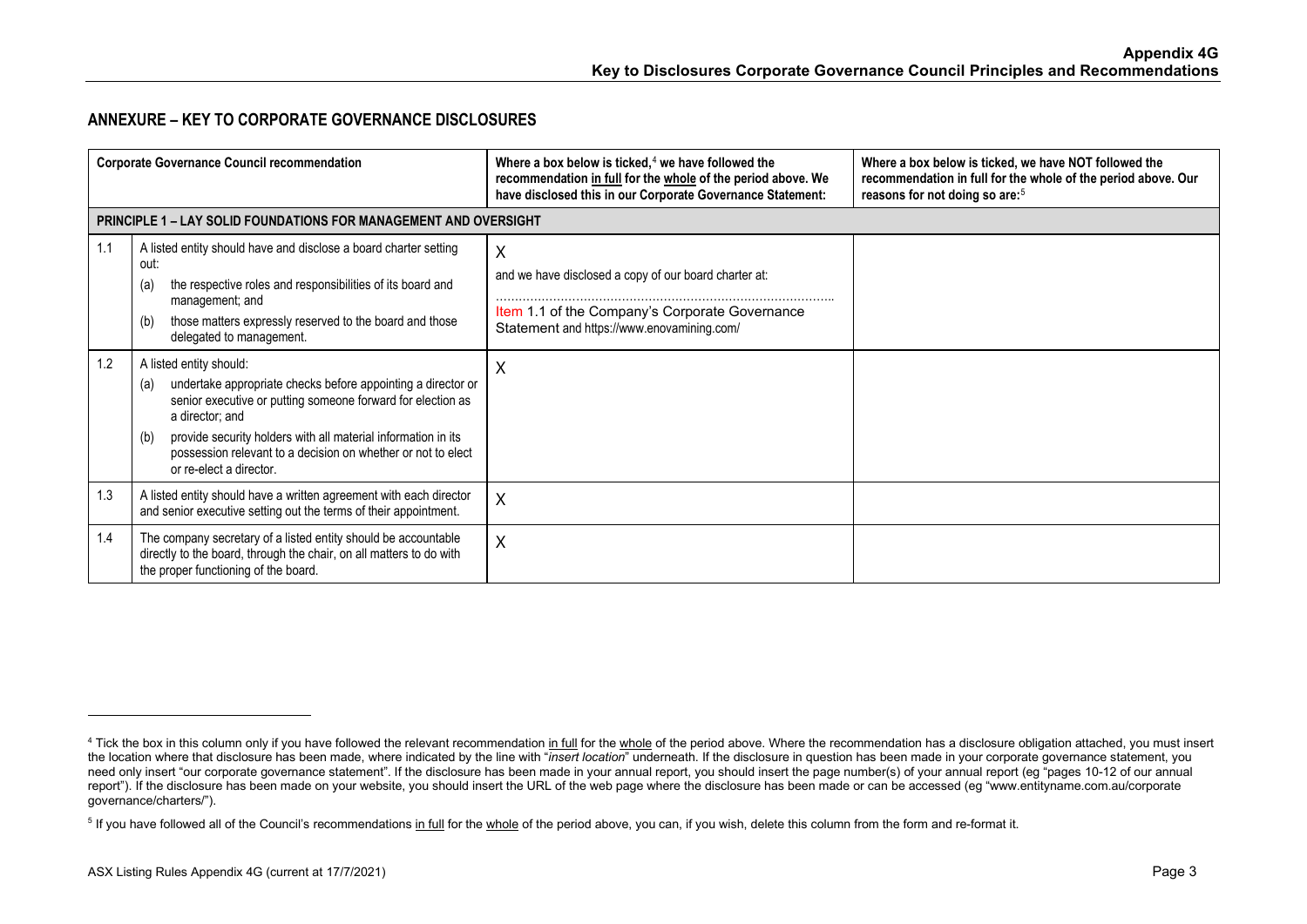## ANNEXURE – KEY TO CORPORATE GOVERNANCE DISCLOSURES

| | Corporate Governance Council recommendation | Where a box below is ticked,[4] we have followed the recommendation in full for the whole of the period above. We have disclosed this in our Corporate Governance Statement: | Where a box below is ticked, we have NOT followed the recommendation in full for the whole of the period above. Our reasons for not doing so are:[5] |
|---|---|---|---|
| **PRINCIPLE 1 – LAY SOLID FOUNDATIONS FOR MANAGEMENT AND OVERSIGHT** | | | |
| 1.1 | A listed entity should have and disclose a board charter setting out:<br>(a) the respective roles and responsibilities of its board and management; and<br>(b) those matters expressly reserved to the board and those delegated to management. | X<br>and we have disclosed a copy of our board charter at:<br>……………………………………………………………………<br>Item 1.1 of the Company's Corporate Governance Statement and https://www.enovamining.com/ | |
| 1.2 | A listed entity should:<br>(a) undertake appropriate checks before appointing a director or senior executive or putting someone forward for election as a director; and<br>(b) provide security holders with all material information in its possession relevant to a decision on whether or not to elect or re-elect a director. | X | |
| 1.3 | A listed entity should have a written agreement with each director and senior executive setting out the terms of their appointment. | X | |
| 1.4 | The company secretary of a listed entity should be accountable directly to the board, through the chair, on all matters to do with the proper functioning of the board. | X | |

[4] Tick the box in this column only if you have followed the relevant recommendation in full for the whole of the period above. Where the recommendation has a disclosure obligation attached, you must insert the location where that disclosure has been made, where indicated by the line with "*insert location*" underneath. If the disclosure in question has been made in your corporate governance statement, you need only insert "our corporate governance statement". If the disclosure has been made in your annual report, you should insert the page number(s) of your annual report (eg "pages 10-12 of our annual report"). If the disclosure has been made on your website, you should insert the URL of the web page where the disclosure has been made or can be accessed (eg "www.entityname.com.au/corporate governance/charters/").

[5] If you have followed all of the Council's recommendations in full for the whole of the period above, you can, if you wish, delete this column from the form and re-format it.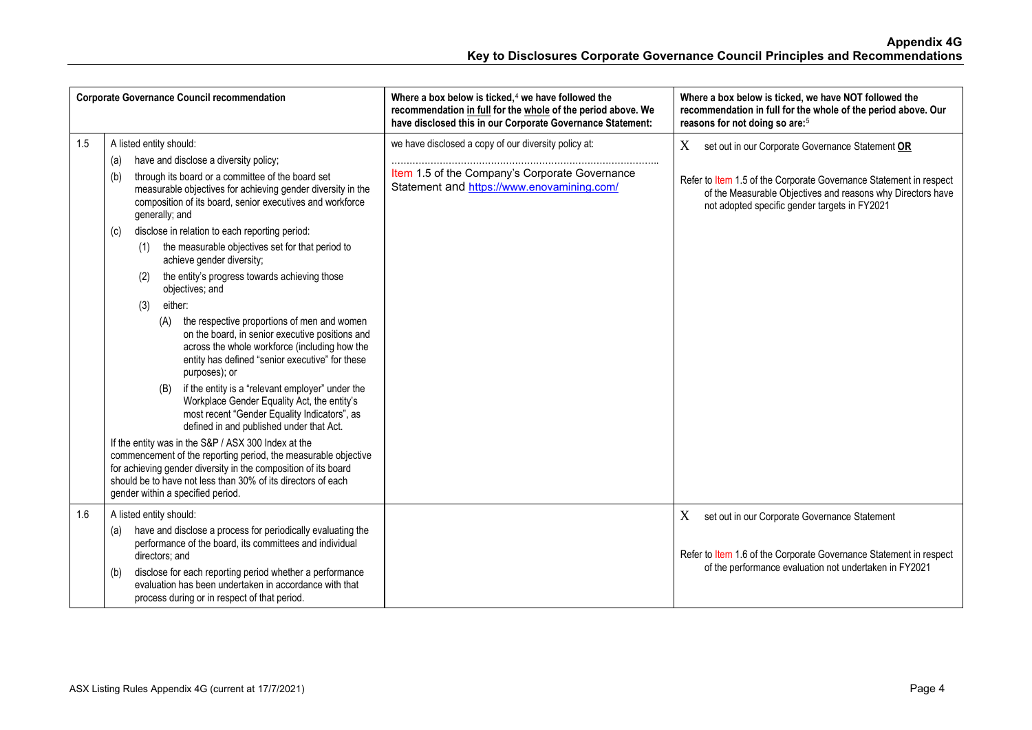# Appendix 4G
## Key to Disclosures Corporate Governance Council Principles and Recommendations

| | Corporate Governance Council recommendation | Where a box below is ticked,[4] we have followed the recommendation in full for the whole of the period above. We have disclosed this in our Corporate Governance Statement: | Where a box below is ticked, we have NOT followed the recommendation in full for the whole of the period above. Our reasons for not doing so are:[5] |
|---|---|---|---|
| 1.5 | A listed entity should:<br>(a) have and disclose a diversity policy;<br>(b) through its board or a committee of the board set measurable objectives for achieving gender diversity in the composition of its board, senior executives and workforce generally; and<br>(c) disclose in relation to each reporting period:<br>(1) the measurable objectives set for that period to achieve gender diversity;<br>(2) the entity's progress towards achieving those objectives; and<br>(3) either:<br>(A) the respective proportions of men and women on the board, in senior executive positions and across the whole workforce (including how the entity has defined "senior executive" for these purposes); or<br>(B) if the entity is a "relevant employer" under the Workplace Gender Equality Act, the entity's most recent "Gender Equality Indicators", as defined in and published under that Act.<br>If the entity was in the S&P / ASX 300 Index at the commencement of the reporting period, the measurable objective for achieving gender diversity in the composition of its board should be to have not less than 30% of its directors of each gender within a specified period. | we have disclosed a copy of our diversity policy at:<br>Item 1.5 of the Company's Corporate Governance Statement and https://www.enovamining.com/ | X set out in our Corporate Governance Statement **OR**<br>Refer to Item 1.5 of the Corporate Governance Statement in respect of the Measurable Objectives and reasons why Directors have not adopted specific gender targets in FY2021 |
| 1.6 | A listed entity should:<br>(a) have and disclose a process for periodically evaluating the performance of the board, its committees and individual directors; and<br>(b) disclose for each reporting period whether a performance evaluation has been undertaken in accordance with that process during or in respect of that period. | | X set out in our Corporate Governance Statement<br>Refer to Item 1.6 of the Corporate Governance Statement in respect of the performance evaluation not undertaken in FY2021 |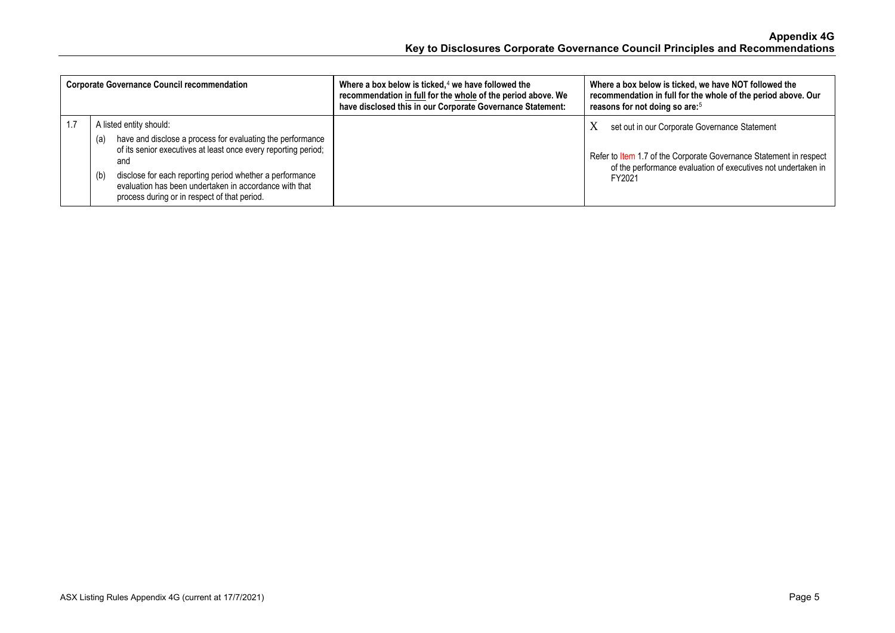| | Corporate Governance Council recommendation | Where a box below is ticked,[4] we have followed the recommendation in full for the whole of the period above. We have disclosed this in our Corporate Governance Statement: | Where a box below is ticked, we have NOT followed the recommendation in full for the whole of the period above. Our reasons for not doing so are:[5] |
|---|---|---|---|
| 1.7 | A listed entity should:<br>(a) have and disclose a process for evaluating the performance of its senior executives at least once every reporting period; and<br>(b) disclose for each reporting period whether a performance evaluation has been undertaken in accordance with that process during or in respect of that period. | | X set out in our Corporate Governance Statement<br><br>Refer to Item 1.7 of the Corporate Governance Statement in respect of the performance evaluation of executives not undertaken in FY2021 |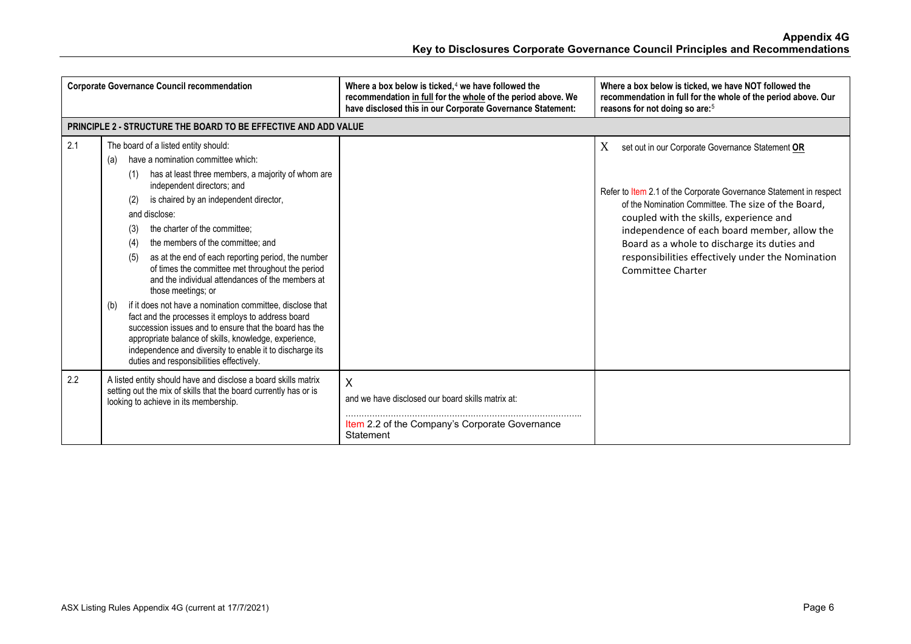| | Corporate Governance Council recommendation | Where a box below is ticked,[4] we have followed the recommendation in full for the whole of the period above. We have disclosed this in our Corporate Governance Statement: | Where a box below is ticked, we have NOT followed the recommendation in full for the whole of the period above. Our reasons for not doing so are:[5] |
|---|---|---|---|
| **PRINCIPLE 2 - STRUCTURE THE BOARD TO BE EFFECTIVE AND ADD VALUE** | | | |
| 2.1 | The board of a listed entity should:<br>(a) have a nomination committee which:<br>(1) has at least three members, a majority of whom are independent directors; and<br>(2) is chaired by an independent director,<br>and disclose:<br>(3) the charter of the committee;<br>(4) the members of the committee; and<br>(5) as at the end of each reporting period, the number of times the committee met throughout the period and the individual attendances of the members at those meetings; or<br>(b) if it does not have a nomination committee, disclose that fact and the processes it employs to address board succession issues and to ensure that the board has the appropriate balance of skills, knowledge, experience, independence and diversity to enable it to discharge its duties and responsibilities effectively. | | X set out in our Corporate Governance Statement **OR**<br><br>Refer to Item 2.1 of the Corporate Governance Statement in respect of the Nomination Committee. The size of the Board, coupled with the skills, experience and independence of each board member, allow the Board as a whole to discharge its duties and responsibilities effectively under the Nomination Committee Charter |
| 2.2 | A listed entity should have and disclose a board skills matrix setting out the mix of skills that the board currently has or is looking to achieve in its membership. | X<br>and we have disclosed our board skills matrix at:<br>Item 2.2 of the Company's Corporate Governance Statement | |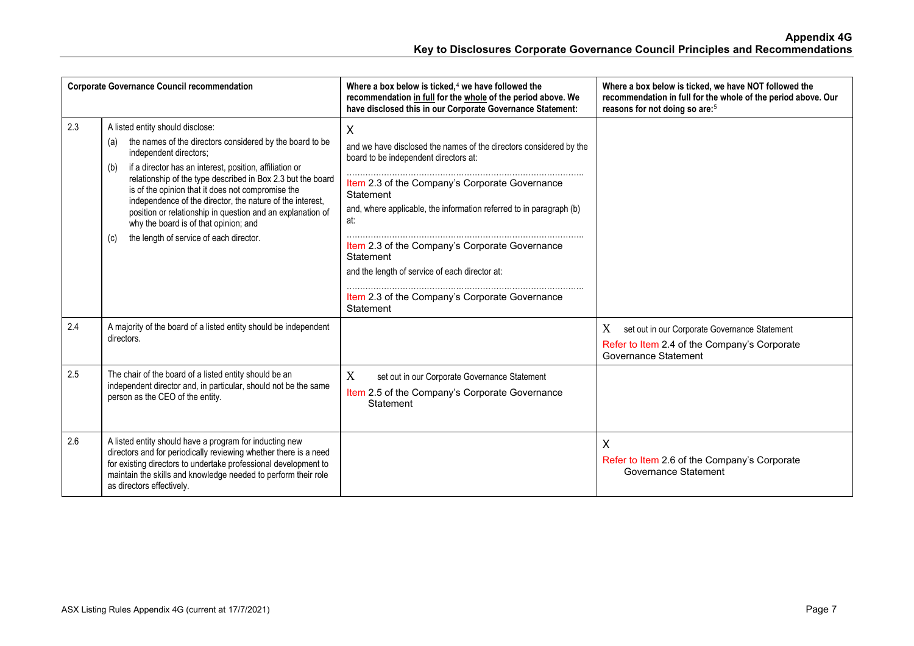| Corporate Governance Council recommendation | | Where a box below is ticked,[4] we have followed the recommendation in full for the whole of the period above. We have disclosed this in our Corporate Governance Statement: | Where a box below is ticked, we have NOT followed the recommendation in full for the whole of the period above. Our reasons for not doing so are:[5] |
|---|---|---|---|
| 2.3 | A listed entity should disclose:<br>(a) the names of the directors considered by the board to be independent directors;<br>(b) if a director has an interest, position, affiliation or relationship of the type described in Box 2.3 but the board is of the opinion that it does not compromise the independence of the director, the nature of the interest, position or relationship in question and an explanation of why the board is of that opinion; and<br>(c) the length of service of each director. | X<br>and we have disclosed the names of the directors considered by the board to be independent directors at:<br>……………………………………………………………………………<br>Item 2.3 of the Company's Corporate Governance Statement<br>and, where applicable, the information referred to in paragraph (b) at:<br>……………………………………………………………………………<br>Item 2.3 of the Company's Corporate Governance Statement<br>and the length of service of each director at:<br>……………………………………………………………………………<br>Item 2.3 of the Company's Corporate Governance Statement | |
| 2.4 | A majority of the board of a listed entity should be independent directors. | | X set out in our Corporate Governance Statement<br>Refer to Item 2.4 of the Company's Corporate Governance Statement |
| 2.5 | The chair of the board of a listed entity should be an independent director and, in particular, should not be the same person as the CEO of the entity. | X set out in our Corporate Governance Statement<br>Item 2.5 of the Company's Corporate Governance Statement | |
| 2.6 | A listed entity should have a program for inducting new directors and for periodically reviewing whether there is a need for existing directors to undertake professional development to maintain the skills and knowledge needed to perform their role as directors effectively. | | X<br>Refer to Item 2.6 of the Company's Corporate Governance Statement |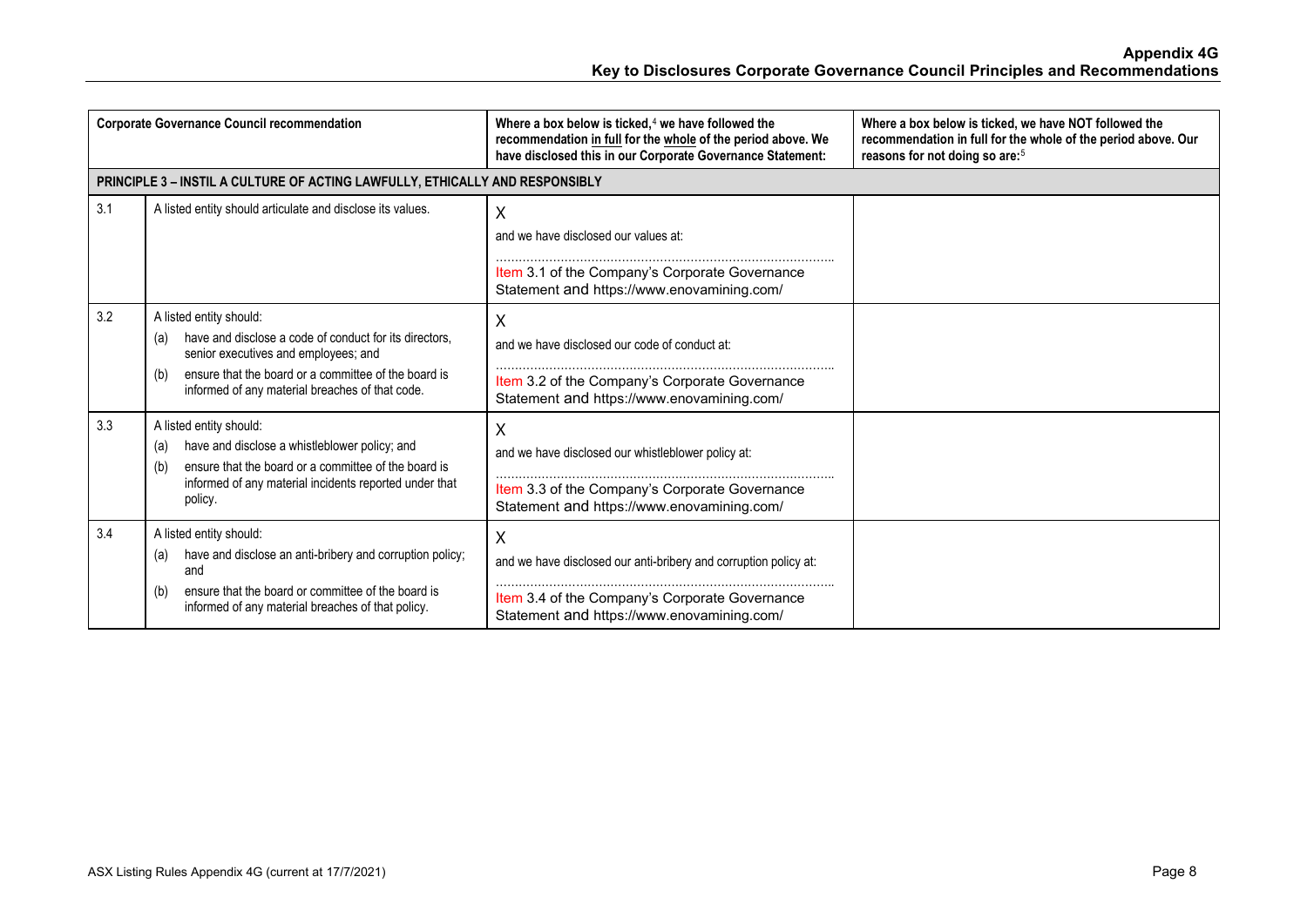| Corporate Governance Council recommendation | | Where a box below is ticked,[4] we have followed the recommendation in full for the whole of the period above. We have disclosed this in our Corporate Governance Statement: | Where a box below is ticked, we have NOT followed the recommendation in full for the whole of the period above. Our reasons for not doing so are:[5] |
|---|---|---|---|
| **PRINCIPLE 3 – INSTIL A CULTURE OF ACTING LAWFULLY, ETHICALLY AND RESPONSIBLY** | | | |
| 3.1 | A listed entity should articulate and disclose its values. | X<br>and we have disclosed our values at:<br>……………………………………………………………………….<br>Item 3.1 of the Company's Corporate Governance Statement and https://www.enovamining.com/ | |
| 3.2 | A listed entity should:<br>(a) have and disclose a code of conduct for its directors, senior executives and employees; and<br>(b) ensure that the board or a committee of the board is informed of any material breaches of that code. | X<br>and we have disclosed our code of conduct at:<br>……………………………………………………………………….<br>Item 3.2 of the Company's Corporate Governance Statement and https://www.enovamining.com/ | |
| 3.3 | A listed entity should:<br>(a) have and disclose a whistleblower policy; and<br>(b) ensure that the board or a committee of the board is informed of any material incidents reported under that policy. | X<br>and we have disclosed our whistleblower policy at:<br>……………………………………………………………………….<br>Item 3.3 of the Company's Corporate Governance Statement and https://www.enovamining.com/ | |
| 3.4 | A listed entity should:<br>(a) have and disclose an anti-bribery and corruption policy; and<br>(b) ensure that the board or committee of the board is informed of any material breaches of that policy. | X<br>and we have disclosed our anti-bribery and corruption policy at:<br>……………………………………………………………………….<br>Item 3.4 of the Company's Corporate Governance Statement and https://www.enovamining.com/ | |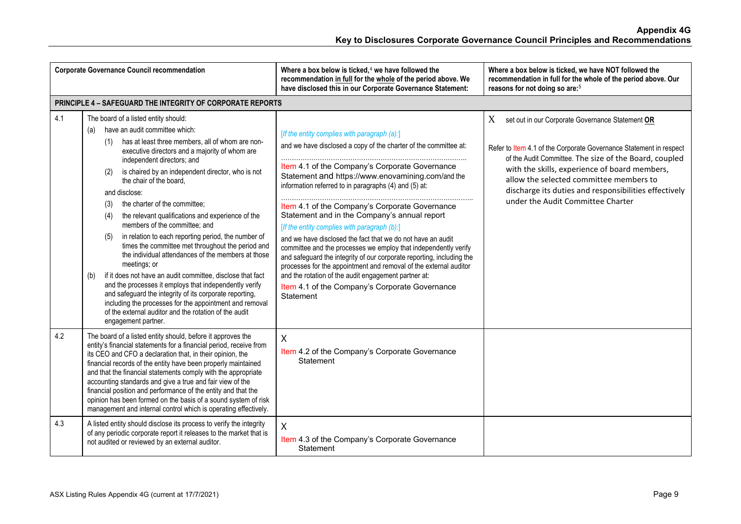| | Corporate Governance Council recommendation | Where a box below is ticked,[4] we have followed the recommendation in full for the whole of the period above. We have disclosed this in our Corporate Governance Statement: | Where a box below is ticked, we have NOT followed the recommendation in full for the whole of the period above. Our reasons for not doing so are:[5] |
|---|---|---|---|
| **PRINCIPLE 4 – SAFEGUARD THE INTEGRITY OF CORPORATE REPORTS** | | | |
| 4.1 | The board of a listed entity should:<br>(a) have an audit committee which:<br>(1) has at least three members, all of whom are non-executive directors and a majority of whom are independent directors; and<br>(2) is chaired by an independent director, who is not the chair of the board,<br>and disclose:<br>(3) the charter of the committee;<br>(4) the relevant qualifications and experience of the members of the committee; and<br>(5) in relation to each reporting period, the number of times the committee met throughout the period and the individual attendances of the members at those meetings; or<br>(b) if it does not have an audit committee, disclose that fact and the processes it employs that independently verify and safeguard the integrity of its corporate reporting, including the processes for the appointment and removal of the external auditor and the rotation of the audit engagement partner. | *[If the entity complies with paragraph (a):]*<br>and we have disclosed a copy of the charter of the committee at:<br>Item 4.1 of the Company's Corporate Governance Statement and https://www.enovamining.com/and the information referred to in paragraphs (4) and (5) at:<br>Item 4.1 of the Company's Corporate Governance Statement and in the Company's annual report<br>*[If the entity complies with paragraph (b):]*<br>and we have disclosed the fact that we do not have an audit committee and the processes we employ that independently verify and safeguard the integrity of our corporate reporting, including the processes for the appointment and removal of the external auditor and the rotation of the audit engagement partner at:<br>Item 4.1 of the Company's Corporate Governance Statement | X set out in our Corporate Governance Statement **OR**<br>Refer to Item 4.1 of the Corporate Governance Statement in respect of the Audit Committee. The size of the Board, coupled with the skills, experience of board members, allow the selected committee members to discharge its duties and responsibilities effectively under the Audit Committee Charter |
| 4.2 | The board of a listed entity should, before it approves the entity's financial statements for a financial period, receive from its CEO and CFO a declaration that, in their opinion, the financial records of the entity have been properly maintained and that the financial statements comply with the appropriate accounting standards and give a true and fair view of the financial position and performance of the entity and that the opinion has been formed on the basis of a sound system of risk management and internal control which is operating effectively. | X<br>Item 4.2 of the Company's Corporate Governance Statement | |
| 4.3 | A listed entity should disclose its process to verify the integrity of any periodic corporate report it releases to the market that is not audited or reviewed by an external auditor. | X<br>Item 4.3 of the Company's Corporate Governance Statement | |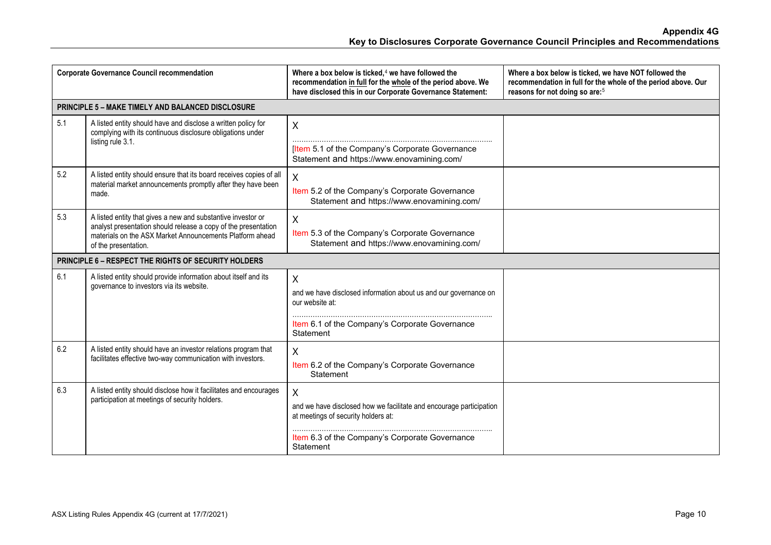| Corporate Governance Council recommendation | | Where a box below is ticked,[4] we have followed the recommendation in full for the whole of the period above. We have disclosed this in our Corporate Governance Statement: | Where a box below is ticked, we have NOT followed the recommendation in full for the whole of the period above. Our reasons for not doing so are:[5] |
|---|---|---|---|
| **PRINCIPLE 5 – MAKE TIMELY AND BALANCED DISCLOSURE** | | | |
| 5.1 | A listed entity should have and disclose a written policy for complying with its continuous disclosure obligations under listing rule 3.1. | X<br>…………………………………………………………………………..<br>[Item 5.1 of the Company's Corporate Governance Statement and https://www.enovamining.com/ | |
| 5.2 | A listed entity should ensure that its board receives copies of all material market announcements promptly after they have been made. | X<br>Item 5.2 of the Company's Corporate Governance Statement and https://www.enovamining.com/ | |
| 5.3 | A listed entity that gives a new and substantive investor or analyst presentation should release a copy of the presentation materials on the ASX Market Announcements Platform ahead of the presentation. | X<br>Item 5.3 of the Company's Corporate Governance Statement and https://www.enovamining.com/ | |
| **PRINCIPLE 6 – RESPECT THE RIGHTS OF SECURITY HOLDERS** | | | |
| 6.1 | A listed entity should provide information about itself and its governance to investors via its website. | X<br>and we have disclosed information about us and our governance on our website at:<br>…………………………………………………………………………..<br>Item 6.1 of the Company's Corporate Governance Statement | |
| 6.2 | A listed entity should have an investor relations program that facilitates effective two-way communication with investors. | X<br>Item 6.2 of the Company's Corporate Governance Statement | |
| 6.3 | A listed entity should disclose how it facilitates and encourages participation at meetings of security holders. | X<br>and we have disclosed how we facilitate and encourage participation at meetings of security holders at:<br>…………………………………………………………………………..<br>Item 6.3 of the Company's Corporate Governance Statement | |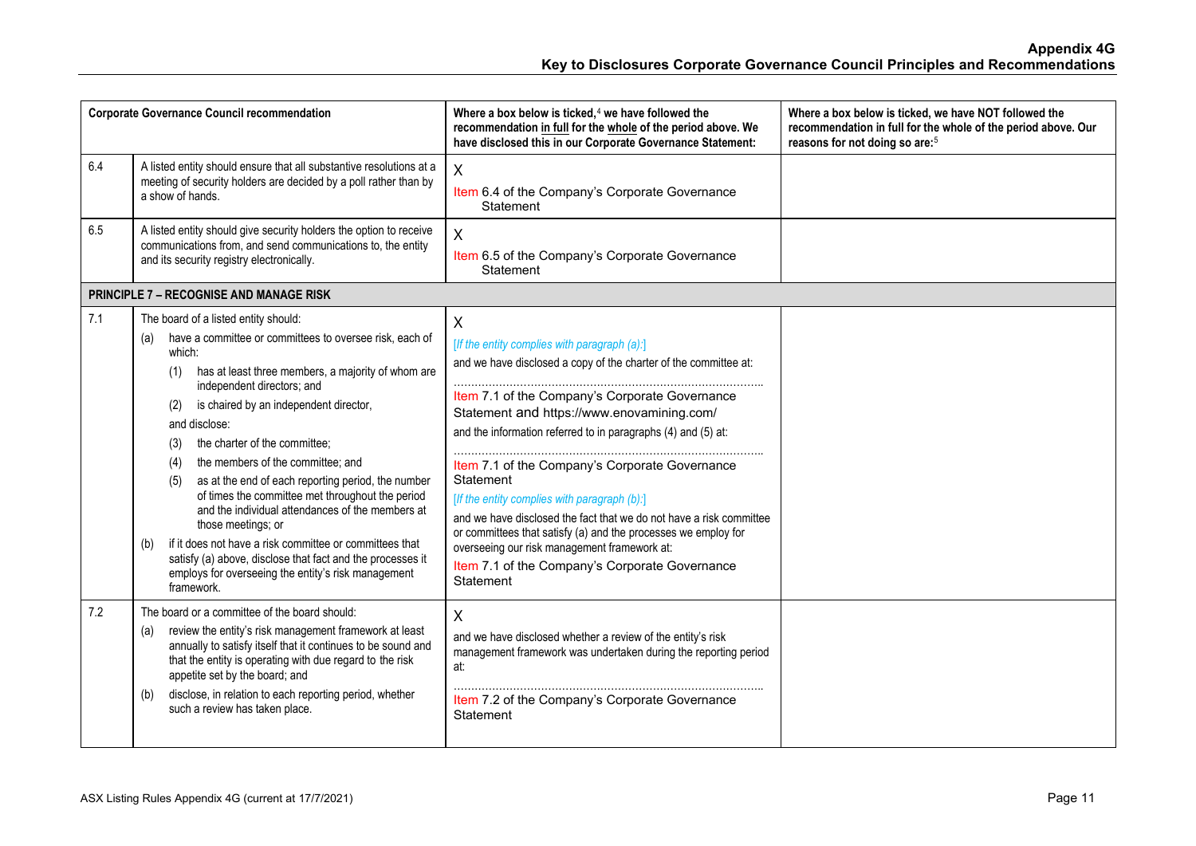| Corporate Governance Council recommendation | | Where a box below is ticked,[4] we have followed the recommendation in full for the whole of the period above. We have disclosed this in our Corporate Governance Statement: | Where a box below is ticked, we have NOT followed the recommendation in full for the whole of the period above. Our reasons for not doing so are:[5] |
|---|---|---|---|
| 6.4 | A listed entity should ensure that all substantive resolutions at a meeting of security holders are decided by a poll rather than by a show of hands. | X<br>Item 6.4 of the Company's Corporate Governance Statement | |
| 6.5 | A listed entity should give security holders the option to receive communications from, and send communications to, the entity and its security registry electronically. | X<br>Item 6.5 of the Company's Corporate Governance Statement | |
| **PRINCIPLE 7 – RECOGNISE AND MANAGE RISK** | | | |
| 7.1 | The board of a listed entity should:<br>(a) have a committee or committees to oversee risk, each of which:<br>(1) has at least three members, a majority of whom are independent directors; and<br>(2) is chaired by an independent director,<br>and disclose:<br>(3) the charter of the committee;<br>(4) the members of the committee; and<br>(5) as at the end of each reporting period, the number of times the committee met throughout the period and the individual attendances of the members at those meetings; or<br>(b) if it does not have a risk committee or committees that satisfy (a) above, disclose that fact and the processes it employs for overseeing the entity's risk management framework. | X<br>*[If the entity complies with paragraph (a):]*<br>and we have disclosed a copy of the charter of the committee at:<br>……………………………………………………………………<br>Item 7.1 of the Company's Corporate Governance Statement and https://www.enovamining.com/<br>and the information referred to in paragraphs (4) and (5) at:<br>……………………………………………………………………<br>Item 7.1 of the Company's Corporate Governance Statement<br>*[If the entity complies with paragraph (b):]*<br>and we have disclosed the fact that we do not have a risk committee or committees that satisfy (a) and the processes we employ for overseeing our risk management framework at:<br>Item 7.1 of the Company's Corporate Governance Statement | |
| 7.2 | The board or a committee of the board should:<br>(a) review the entity's risk management framework at least annually to satisfy itself that it continues to be sound and that the entity is operating with due regard to the risk appetite set by the board; and<br>(b) disclose, in relation to each reporting period, whether such a review has taken place. | X<br>and we have disclosed whether a review of the entity's risk management framework was undertaken during the reporting period at:<br>……………………………………………………………………<br>Item 7.2 of the Company's Corporate Governance Statement | |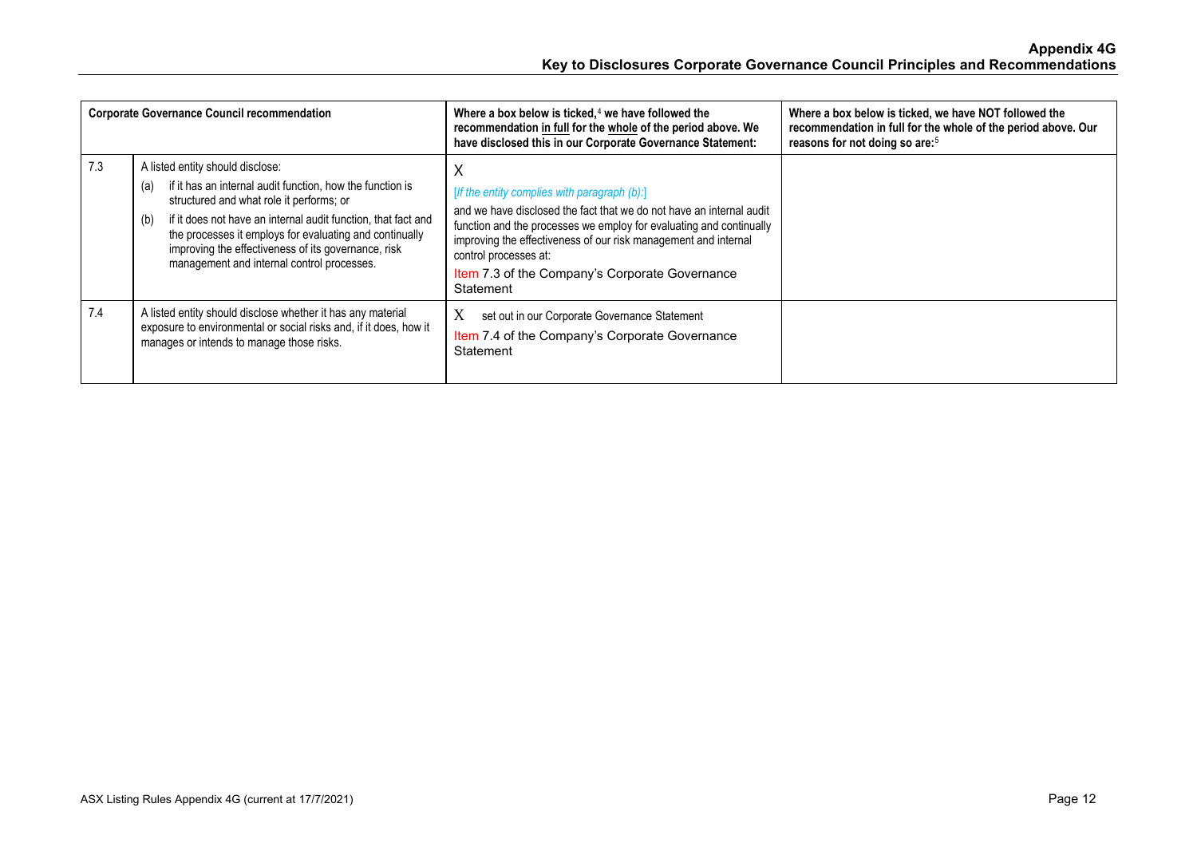| Corporate Governance Council recommendation | | Where a box below is ticked,[4] we have followed the recommendation <u>in full</u> for the <u>whole</u> of the period above. We have disclosed this in our Corporate Governance Statement: | Where a box below is ticked, we have NOT followed the recommendation in full for the whole of the period above. Our reasons for not doing so are:[5] |
|---|---|---|---|
| 7.3 | A listed entity should disclose:<br>(a) if it has an internal audit function, how the function is structured and what role it performs; or<br>(b) if it does not have an internal audit function, that fact and the processes it employs for evaluating and continually improving the effectiveness of its governance, risk management and internal control processes. | X<br>*[If the entity complies with paragraph (b):]*<br>and we have disclosed the fact that we do not have an internal audit function and the processes we employ for evaluating and continually improving the effectiveness of our risk management and internal control processes at:<br>Item 7.3 of the Company's Corporate Governance Statement | |
| 7.4 | A listed entity should disclose whether it has any material exposure to environmental or social risks and, if it does, how it manages or intends to manage those risks. | X set out in our Corporate Governance Statement<br>Item 7.4 of the Company's Corporate Governance Statement | |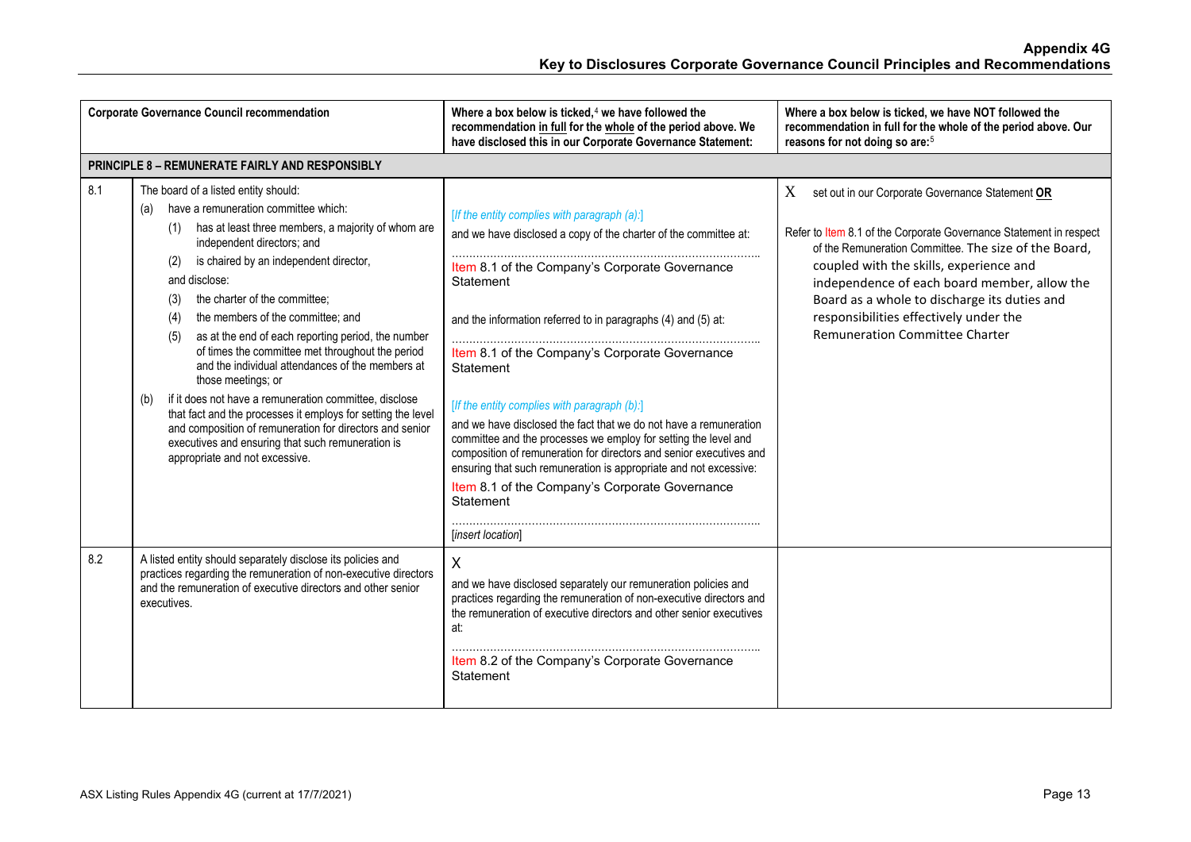| Corporate Governance Council recommendation | | Where a box below is ticked,[4] we have followed the recommendation in full for the whole of the period above. We have disclosed this in our Corporate Governance Statement: | Where a box below is ticked, we have NOT followed the recommendation in full for the whole of the period above. Our reasons for not doing so are:[5] |
|---|---|---|---|
| **PRINCIPLE 8 – REMUNERATE FAIRLY AND RESPONSIBLY** | | | |
| 8.1 | The board of a listed entity should:<br>(a) have a remuneration committee which:<br>(1) has at least three members, a majority of whom are independent directors; and<br>(2) is chaired by an independent director,<br>and disclose:<br>(3) the charter of the committee;<br>(4) the members of the committee; and<br>(5) as at the end of each reporting period, the number of times the committee met throughout the period and the individual attendances of the members at those meetings; or<br>(b) if it does not have a remuneration committee, disclose that fact and the processes it employs for setting the level and composition of remuneration for directors and senior executives and ensuring that such remuneration is appropriate and not excessive. | *[If the entity complies with paragraph (a):]*<br>and we have disclosed a copy of the charter of the committee at:<br>Item 8.1 of the Company's Corporate Governance Statement<br>and the information referred to in paragraphs (4) and (5) at:<br>Item 8.1 of the Company's Corporate Governance Statement<br>*[If the entity complies with paragraph (b):]*<br>and we have disclosed the fact that we do not have a remuneration committee and the processes we employ for setting the level and composition of remuneration for directors and senior executives and ensuring that such remuneration is appropriate and not excessive:<br>Item 8.1 of the Company's Corporate Governance Statement<br>[*insert location*] | X set out in our Corporate Governance Statement **OR**<br>Refer to Item 8.1 of the Corporate Governance Statement in respect of the Remuneration Committee. The size of the Board, coupled with the skills, experience and independence of each board member, allow the Board as a whole to discharge its duties and responsibilities effectively under the Remuneration Committee Charter |
| 8.2 | A listed entity should separately disclose its policies and practices regarding the remuneration of non-executive directors and the remuneration of executive directors and other senior executives. | X<br>and we have disclosed separately our remuneration policies and practices regarding the remuneration of non-executive directors and the remuneration of executive directors and other senior executives at:<br>Item 8.2 of the Company's Corporate Governance Statement | |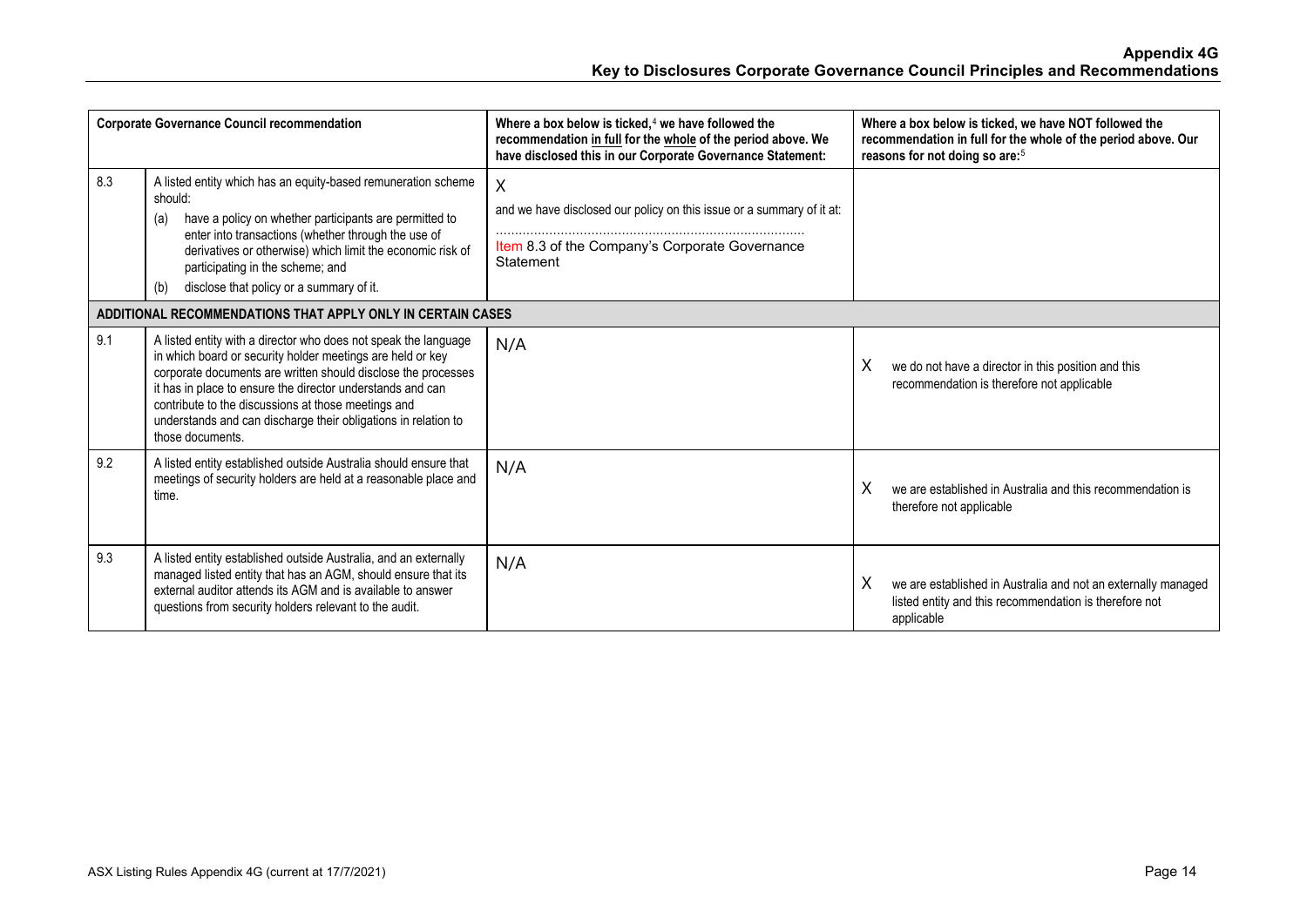| Corporate Governance Council recommendation | | Where a box below is ticked,[4] we have followed the recommendation in full for the whole of the period above. We have disclosed this in our Corporate Governance Statement: | Where a box below is ticked, we have NOT followed the recommendation in full for the whole of the period above. Our reasons for not doing so are:[5] |
|---|---|---|---|
| 8.3 | A listed entity which has an equity-based remuneration scheme should: (a) have a policy on whether participants are permitted to enter into transactions (whether through the use of derivatives or otherwise) which limit the economic risk of participating in the scheme; and (b) disclose that policy or a summary of it. | X<br>and we have disclosed our policy on this issue or a summary of it at:<br>.................................................................................<br>Item 8.3 of the Company's Corporate Governance Statement | |
| **ADDITIONAL RECOMMENDATIONS THAT APPLY ONLY IN CERTAIN CASES** | | | |
| 9.1 | A listed entity with a director who does not speak the language in which board or security holder meetings are held or key corporate documents are written should disclose the processes it has in place to ensure the director understands and can contribute to the discussions at those meetings and understands and can discharge their obligations in relation to those documents. | N/A | X we do not have a director in this position and this recommendation is therefore not applicable |
| 9.2 | A listed entity established outside Australia should ensure that meetings of security holders are held at a reasonable place and time. | N/A | X we are established in Australia and this recommendation is therefore not applicable |
| 9.3 | A listed entity established outside Australia, and an externally managed listed entity that has an AGM, should ensure that its external auditor attends its AGM and is available to answer questions from security holders relevant to the audit. | N/A | X we are established in Australia and not an externally managed listed entity and this recommendation is therefore not applicable |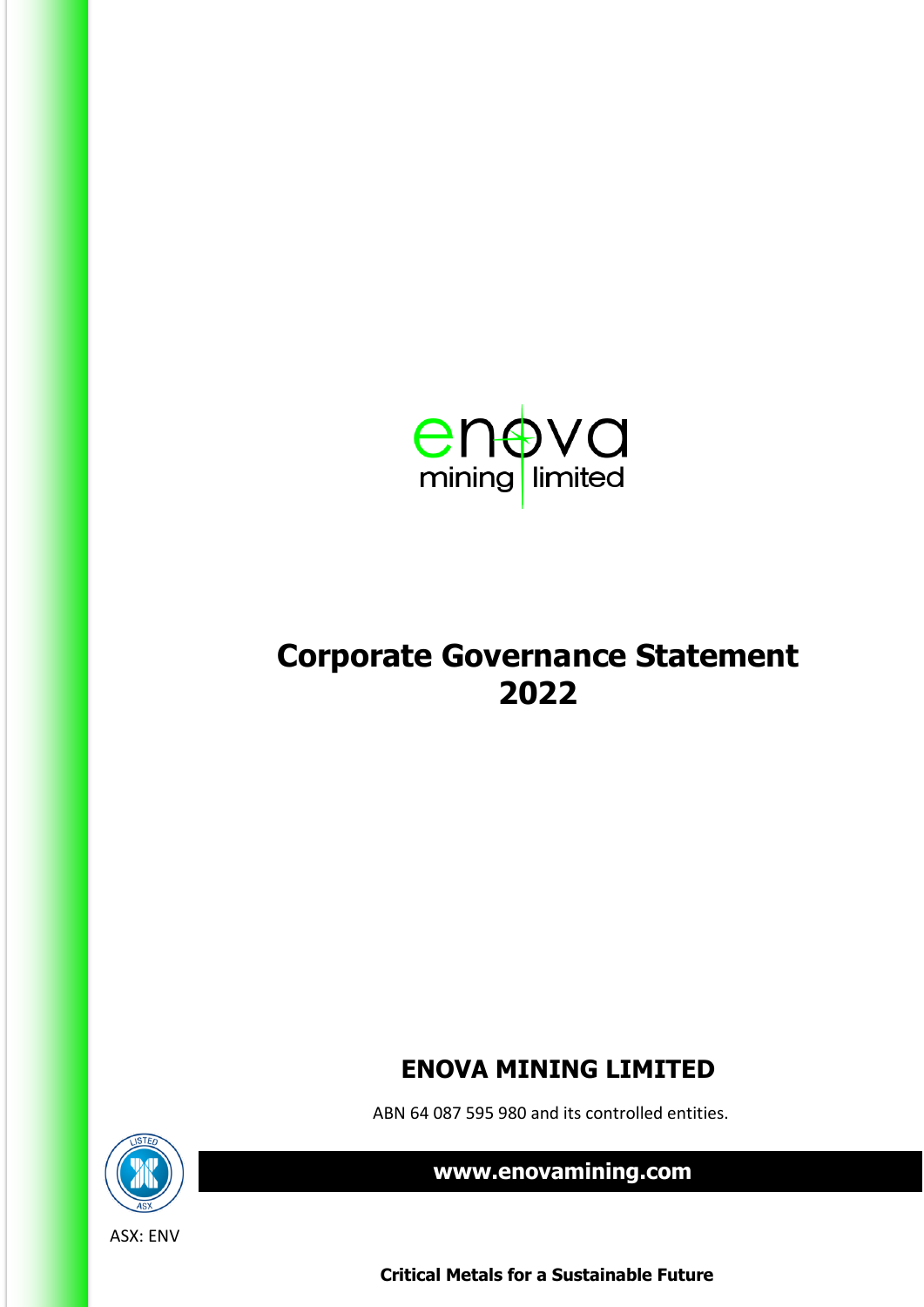# Corporate Governance Statement 2022

## ENOVA MINING LIMITED

ABN 64 087 595 980 and its controlled entities.

**www.enovamining.com**

ASX: ENV

**Critical Metals for a Sustainable Future**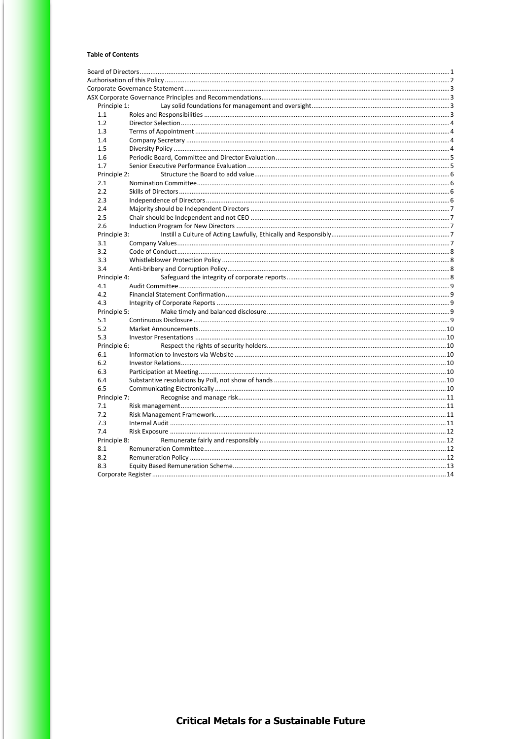**Table of Contents**

| | | |
|---|---|---|
| Board of Directors | | 1 |
| Authorisation of this Policy | | 2 |
| Corporate Governance Statement | | 3 |
| ASX Corporate Governance Principles and Recommendations | | 3 |
| Principle 1: | Lay solid foundations for management and oversight | 3 |
| 1.1 | Roles and Responsibilities | 3 |
| 1.2 | Director Selection | 4 |
| 1.3 | Terms of Appointment | 4 |
| 1.4 | Company Secretary | 4 |
| 1.5 | Diversity Policy | 4 |
| 1.6 | Periodic Board, Committee and Director Evaluation | 5 |
| 1.7 | Senior Executive Performance Evaluation | 5 |
| Principle 2: | Structure the Board to add value | 6 |
| 2.1 | Nomination Committee | 6 |
| 2.2 | Skills of Directors | 6 |
| 2.3 | Independence of Directors | 6 |
| 2.4 | Majority should be Independent Directors | 7 |
| 2.5 | Chair should be Independent and not CEO | 7 |
| 2.6 | Induction Program for New Directors | 7 |
| Principle 3: | Instill a Culture of Acting Lawfully, Ethically and Responsibly | 7 |
| 3.1 | Company Values | 7 |
| 3.2 | Code of Conduct | 8 |
| 3.3 | Whistleblower Protection Policy | 8 |
| 3.4 | Anti-bribery and Corruption Policy | 8 |
| Principle 4: | Safeguard the integrity of corporate reports | 8 |
| 4.1 | Audit Committee | 9 |
| 4.2 | Financial Statement Confirmation | 9 |
| 4.3 | Integrity of Corporate Reports | 9 |
| Principle 5: | Make timely and balanced disclosure | 9 |
| 5.1 | Continuous Disclosure | 9 |
| 5.2 | Market Announcements | 10 |
| 5.3 | Investor Presentations | 10 |
| Principle 6: | Respect the rights of security holders | 10 |
| 6.1 | Information to Investors via Website | 10 |
| 6.2 | Investor Relations | 10 |
| 6.3 | Participation at Meeting | 10 |
| 6.4 | Substantive resolutions by Poll, not show of hands | 10 |
| 6.5 | Communicating Electronically | 10 |
| Principle 7: | Recognise and manage risk | 11 |
| 7.1 | Risk management | 11 |
| 7.2 | Risk Management Framework | 11 |
| 7.3 | Internal Audit | 11 |
| 7.4 | Risk Exposure | 12 |
| Principle 8: | Remunerate fairly and responsibly | 12 |
| 8.1 | Remuneration Committee | 12 |
| 8.2 | Remuneration Policy | 12 |
| 8.3 | Equity Based Remuneration Scheme | 13 |
| Corporate Register | | 14 |

**Critical Metals for a Sustainable Future**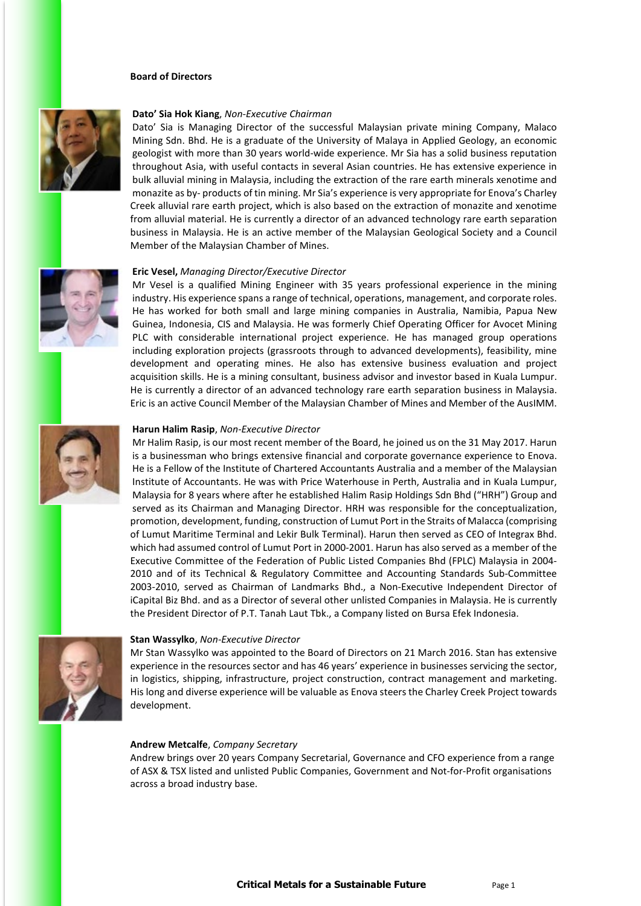## Board of Directors

**Dato' Sia Hok Kiang**, *Non-Executive Chairman*

Dato' Sia is Managing Director of the successful Malaysian private mining Company, Malaco Mining Sdn. Bhd. He is a graduate of the University of Malaya in Applied Geology, an economic geologist with more than 30 years world-wide experience. Mr Sia has a solid business reputation throughout Asia, with useful contacts in several Asian countries. He has extensive experience in bulk alluvial mining in Malaysia, including the extraction of the rare earth minerals xenotime and monazite as by- products of tin mining. Mr Sia's experience is very appropriate for Enova's Charley Creek alluvial rare earth project, which is also based on the extraction of monazite and xenotime from alluvial material. He is currently a director of an advanced technology rare earth separation business in Malaysia. He is an active member of the Malaysian Geological Society and a Council Member of the Malaysian Chamber of Mines.

**Eric Vesel,** *Managing Director/Executive Director*

Mr Vesel is a qualified Mining Engineer with 35 years professional experience in the mining industry. His experience spans a range of technical, operations, management, and corporate roles. He has worked for both small and large mining companies in Australia, Namibia, Papua New Guinea, Indonesia, CIS and Malaysia. He was formerly Chief Operating Officer for Avocet Mining PLC with considerable international project experience. He has managed group operations including exploration projects (grassroots through to advanced developments), feasibility, mine development and operating mines. He also has extensive business evaluation and project acquisition skills. He is a mining consultant, business advisor and investor based in Kuala Lumpur. He is currently a director of an advanced technology rare earth separation business in Malaysia. Eric is an active Council Member of the Malaysian Chamber of Mines and Member of the AusIMM.

**Harun Halim Rasip**, *Non-Executive Director*

Mr Halim Rasip, is our most recent member of the Board, he joined us on the 31 May 2017. Harun is a businessman who brings extensive financial and corporate governance experience to Enova. He is a Fellow of the Institute of Chartered Accountants Australia and a member of the Malaysian Institute of Accountants. He was with Price Waterhouse in Perth, Australia and in Kuala Lumpur, Malaysia for 8 years where after he established Halim Rasip Holdings Sdn Bhd ("HRH") Group and served as its Chairman and Managing Director. HRH was responsible for the conceptualization, promotion, development, funding, construction of Lumut Port in the Straits of Malacca (comprising of Lumut Maritime Terminal and Lekir Bulk Terminal). Harun then served as CEO of Integrax Bhd. which had assumed control of Lumut Port in 2000-2001. Harun has also served as a member of the Executive Committee of the Federation of Public Listed Companies Bhd (FPLC) Malaysia in 2004-2010 and of its Technical & Regulatory Committee and Accounting Standards Sub-Committee 2003-2010, served as Chairman of Landmarks Bhd., a Non-Executive Independent Director of iCapital Biz Bhd. and as a Director of several other unlisted Companies in Malaysia. He is currently the President Director of P.T. Tanah Laut Tbk., a Company listed on Bursa Efek Indonesia.

**Stan Wassylko**, *Non-Executive Director*

Mr Stan Wassylko was appointed to the Board of Directors on 21 March 2016. Stan has extensive experience in the resources sector and has 46 years' experience in businesses servicing the sector, in logistics, shipping, infrastructure, project construction, contract management and marketing. His long and diverse experience will be valuable as Enova steers the Charley Creek Project towards development.

**Andrew Metcalfe**, *Company Secretary*

Andrew brings over 20 years Company Secretarial, Governance and CFO experience from a range of ASX & TSX listed and unlisted Public Companies, Government and Not-for-Profit organisations across a broad industry base.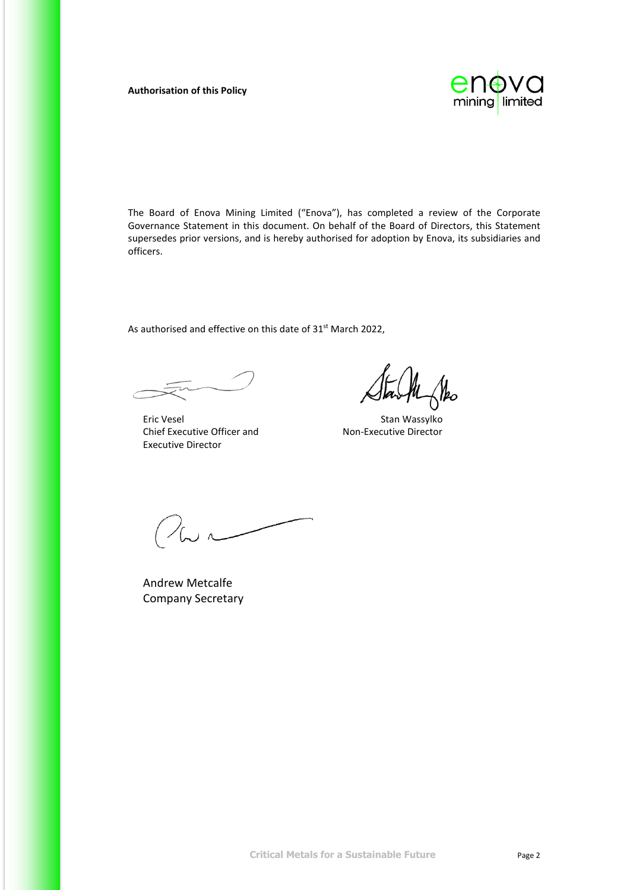**Authorisation of this Policy**

The Board of Enova Mining Limited ("Enova"), has completed a review of the Corporate Governance Statement in this document. On behalf of the Board of Directors, this Statement supersedes prior versions, and is hereby authorised for adoption by Enova, its subsidiaries and officers.

As authorised and effective on this date of 31st March 2022,

Eric Vesel
Chief Executive Officer and
Executive Director

Stan Wassylko
Non-Executive Director

Andrew Metcalfe
Company Secretary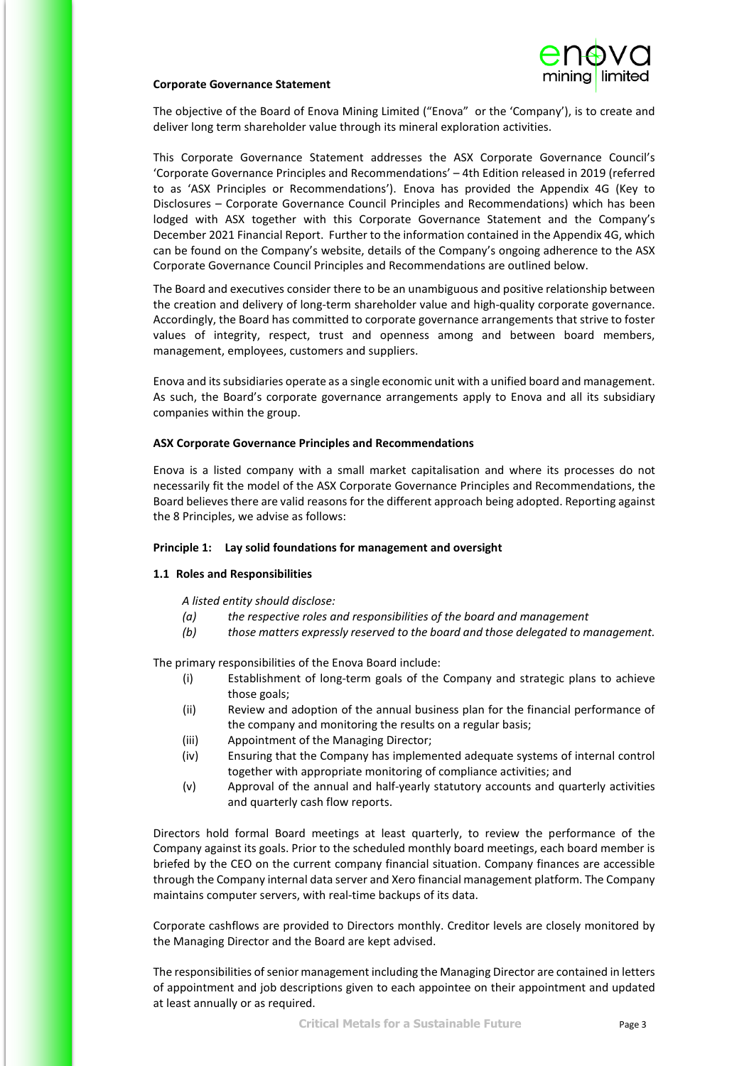**Corporate Governance Statement**

The objective of the Board of Enova Mining Limited ("Enova" or the 'Company'), is to create and deliver long term shareholder value through its mineral exploration activities.

This Corporate Governance Statement addresses the ASX Corporate Governance Council's 'Corporate Governance Principles and Recommendations' – 4th Edition released in 2019 (referred to as 'ASX Principles or Recommendations'). Enova has provided the Appendix 4G (Key to Disclosures – Corporate Governance Council Principles and Recommendations) which has been lodged with ASX together with this Corporate Governance Statement and the Company's December 2021 Financial Report. Further to the information contained in the Appendix 4G, which can be found on the Company's website, details of the Company's ongoing adherence to the ASX Corporate Governance Council Principles and Recommendations are outlined below.

The Board and executives consider there to be an unambiguous and positive relationship between the creation and delivery of long-term shareholder value and high-quality corporate governance. Accordingly, the Board has committed to corporate governance arrangements that strive to foster values of integrity, respect, trust and openness among and between board members, management, employees, customers and suppliers.

Enova and its subsidiaries operate as a single economic unit with a unified board and management. As such, the Board's corporate governance arrangements apply to Enova and all its subsidiary companies within the group.

**ASX Corporate Governance Principles and Recommendations**

Enova is a listed company with a small market capitalisation and where its processes do not necessarily fit the model of the ASX Corporate Governance Principles and Recommendations, the Board believes there are valid reasons for the different approach being adopted. Reporting against the 8 Principles, we advise as follows:

**Principle 1: Lay solid foundations for management and oversight**

**1.1 Roles and Responsibilities**

*A listed entity should disclose:*

*(a) the respective roles and responsibilities of the board and management*

*(b) those matters expressly reserved to the board and those delegated to management.*

The primary responsibilities of the Enova Board include:

(i) Establishment of long-term goals of the Company and strategic plans to achieve those goals;

(ii) Review and adoption of the annual business plan for the financial performance of the company and monitoring the results on a regular basis;

(iii) Appointment of the Managing Director;

(iv) Ensuring that the Company has implemented adequate systems of internal control together with appropriate monitoring of compliance activities; and

(v) Approval of the annual and half-yearly statutory accounts and quarterly activities and quarterly cash flow reports.

Directors hold formal Board meetings at least quarterly, to review the performance of the Company against its goals. Prior to the scheduled monthly board meetings, each board member is briefed by the CEO on the current company financial situation. Company finances are accessible through the Company internal data server and Xero financial management platform. The Company maintains computer servers, with real-time backups of its data.

Corporate cashflows are provided to Directors monthly. Creditor levels are closely monitored by the Managing Director and the Board are kept advised.

The responsibilities of senior management including the Managing Director are contained in letters of appointment and job descriptions given to each appointee on their appointment and updated at least annually or as required.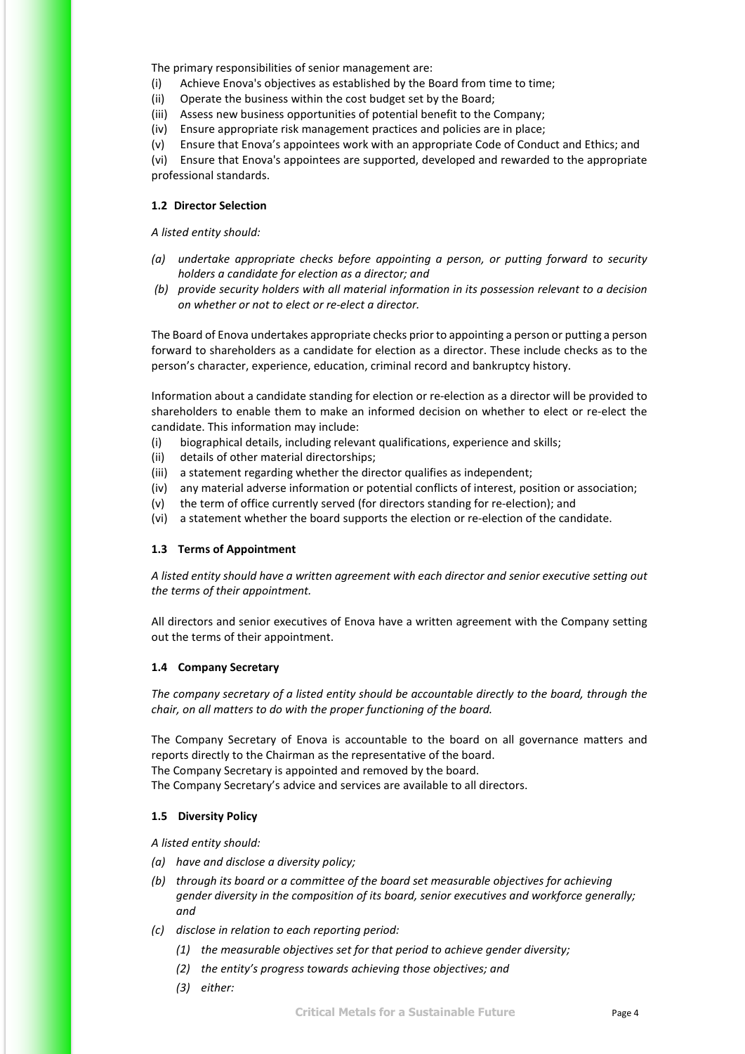The primary responsibilities of senior management are:

(i) Achieve Enova's objectives as established by the Board from time to time;
(ii) Operate the business within the cost budget set by the Board;
(iii) Assess new business opportunities of potential benefit to the Company;
(iv) Ensure appropriate risk management practices and policies are in place;
(v) Ensure that Enova's appointees work with an appropriate Code of Conduct and Ethics; and
(vi) Ensure that Enova's appointees are supported, developed and rewarded to the appropriate professional standards.

**1.2 Director Selection**

*A listed entity should:*

*(a) undertake appropriate checks before appointing a person, or putting forward to security holders a candidate for election as a director; and*

*(b) provide security holders with all material information in its possession relevant to a decision on whether or not to elect or re-elect a director.*

The Board of Enova undertakes appropriate checks prior to appointing a person or putting a person forward to shareholders as a candidate for election as a director. These include checks as to the person's character, experience, education, criminal record and bankruptcy history.

Information about a candidate standing for election or re-election as a director will be provided to shareholders to enable them to make an informed decision on whether to elect or re-elect the candidate. This information may include:

(i) biographical details, including relevant qualifications, experience and skills;
(ii) details of other material directorships;
(iii) a statement regarding whether the director qualifies as independent;
(iv) any material adverse information or potential conflicts of interest, position or association;
(v) the term of office currently served (for directors standing for re-election); and
(vi) a statement whether the board supports the election or re-election of the candidate.

**1.3 Terms of Appointment**

*A listed entity should have a written agreement with each director and senior executive setting out the terms of their appointment.*

All directors and senior executives of Enova have a written agreement with the Company setting out the terms of their appointment.

**1.4 Company Secretary**

*The company secretary of a listed entity should be accountable directly to the board, through the chair, on all matters to do with the proper functioning of the board.*

The Company Secretary of Enova is accountable to the board on all governance matters and reports directly to the Chairman as the representative of the board.
The Company Secretary is appointed and removed by the board.
The Company Secretary's advice and services are available to all directors.

**1.5 Diversity Policy**

*A listed entity should:*

*(a) have and disclose a diversity policy;*

*(b) through its board or a committee of the board set measurable objectives for achieving gender diversity in the composition of its board, senior executives and workforce generally; and*

*(c) disclose in relation to each reporting period:*

*(1) the measurable objectives set for that period to achieve gender diversity;*

*(2) the entity's progress towards achieving those objectives; and*

*(3) either:*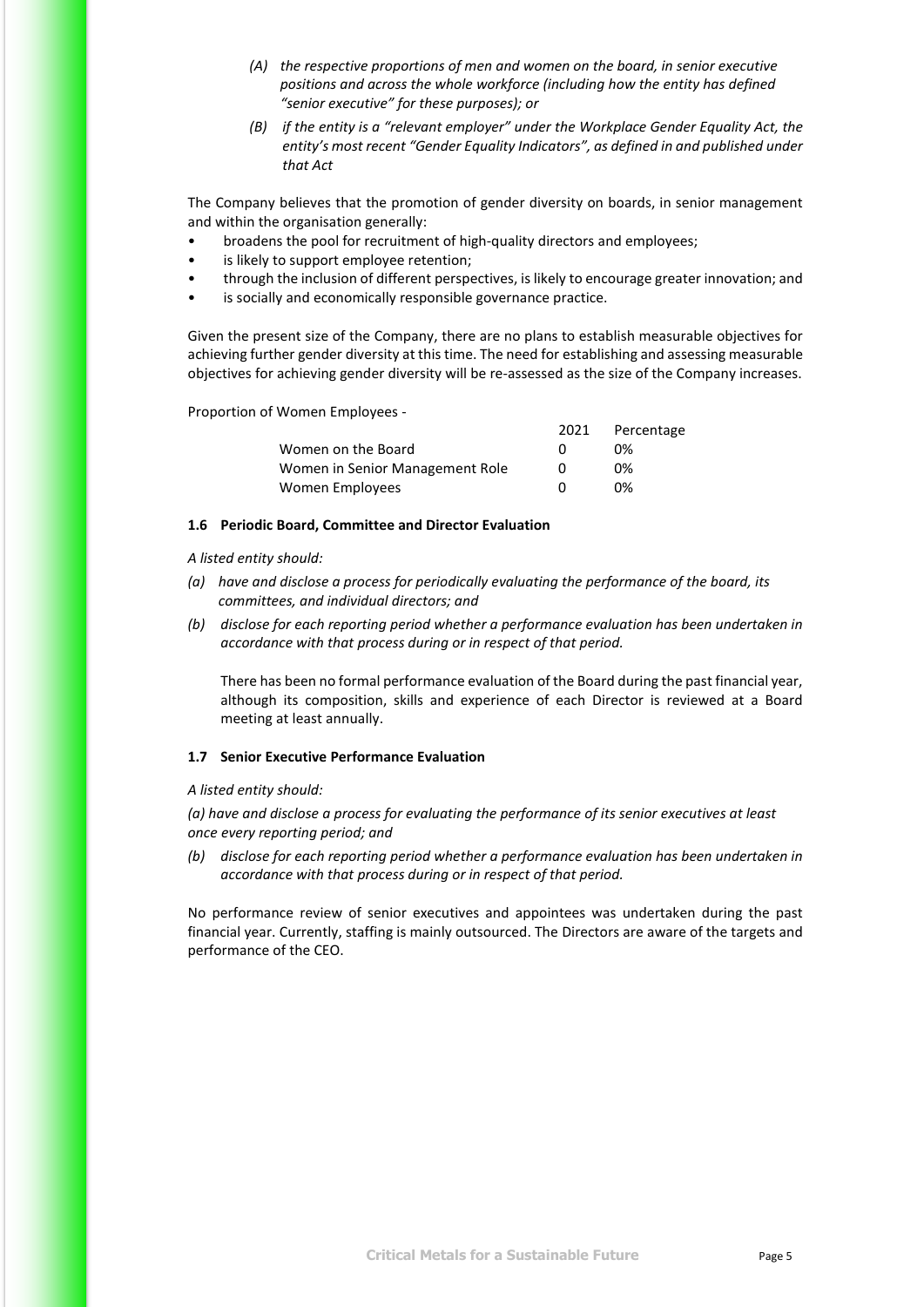*(A) the respective proportions of men and women on the board, in senior executive positions and across the whole workforce (including how the entity has defined "senior executive" for these purposes); or*

*(B) if the entity is a "relevant employer" under the Workplace Gender Equality Act, the entity's most recent "Gender Equality Indicators", as defined in and published under that Act*

The Company believes that the promotion of gender diversity on boards, in senior management and within the organisation generally:

- broadens the pool for recruitment of high-quality directors and employees;
- is likely to support employee retention;
- through the inclusion of different perspectives, is likely to encourage greater innovation; and
- is socially and economically responsible governance practice.

Given the present size of the Company, there are no plans to establish measurable objectives for achieving further gender diversity at this time. The need for establishing and assessing measurable objectives for achieving gender diversity will be re-assessed as the size of the Company increases.

Proportion of Women Employees -

| | 2021 | Percentage |
|---|---|---|
| Women on the Board | 0 | 0% |
| Women in Senior Management Role | 0 | 0% |
| Women Employees | 0 | 0% |

#### 1.6 Periodic Board, Committee and Director Evaluation

*A listed entity should:*

*(a) have and disclose a process for periodically evaluating the performance of the board, its committees, and individual directors; and*

*(b) disclose for each reporting period whether a performance evaluation has been undertaken in accordance with that process during or in respect of that period.*

There has been no formal performance evaluation of the Board during the past financial year, although its composition, skills and experience of each Director is reviewed at a Board meeting at least annually.

#### 1.7 Senior Executive Performance Evaluation

*A listed entity should:*

*(a) have and disclose a process for evaluating the performance of its senior executives at least once every reporting period; and*

*(b) disclose for each reporting period whether a performance evaluation has been undertaken in accordance with that process during or in respect of that period.*

No performance review of senior executives and appointees was undertaken during the past financial year. Currently, staffing is mainly outsourced. The Directors are aware of the targets and performance of the CEO.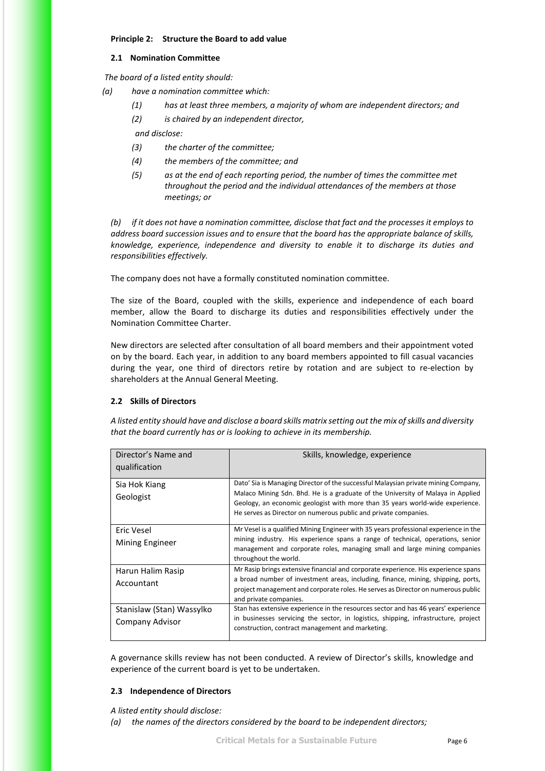**Principle 2: Structure the Board to add value**

**2.1 Nomination Committee**

*The board of a listed entity should:*

*(a) have a nomination committee which:*

*(1) has at least three members, a majority of whom are independent directors; and*

*(2) is chaired by an independent director,*

*and disclose:*

*(3) the charter of the committee;*

*(4) the members of the committee; and*

*(5) as at the end of each reporting period, the number of times the committee met throughout the period and the individual attendances of the members at those meetings; or*

*(b) if it does not have a nomination committee, disclose that fact and the processes it employs to address board succession issues and to ensure that the board has the appropriate balance of skills, knowledge, experience, independence and diversity to enable it to discharge its duties and responsibilities effectively.*

The company does not have a formally constituted nomination committee.

The size of the Board, coupled with the skills, experience and independence of each board member, allow the Board to discharge its duties and responsibilities effectively under the Nomination Committee Charter.

New directors are selected after consultation of all board members and their appointment voted on by the board. Each year, in addition to any board members appointed to fill casual vacancies during the year, one third of directors retire by rotation and are subject to re-election by shareholders at the Annual General Meeting.

**2.2 Skills of Directors**

*A listed entity should have and disclose a board skills matrix setting out the mix of skills and diversity that the board currently has or is looking to achieve in its membership.*

| Director's Name and qualification | Skills, knowledge, experience |
|---|---|
| Sia Hok Kiang<br>Geologist | Dato' Sia is Managing Director of the successful Malaysian private mining Company, Malaco Mining Sdn. Bhd. He is a graduate of the University of Malaya in Applied Geology, an economic geologist with more than 35 years world-wide experience. He serves as Director on numerous public and private companies. |
| Eric Vesel<br>Mining Engineer | Mr Vesel is a qualified Mining Engineer with 35 years professional experience in the mining industry. His experience spans a range of technical, operations, senior management and corporate roles, managing small and large mining companies throughout the world. |
| Harun Halim Rasip<br>Accountant | Mr Rasip brings extensive financial and corporate experience. His experience spans a broad number of investment areas, including, finance, mining, shipping, ports, project management and corporate roles. He serves as Director on numerous public and private companies. |
| Stanislaw (Stan) Wassylko<br>Company Advisor | Stan has extensive experience in the resources sector and has 46 years' experience in businesses servicing the sector, in logistics, shipping, infrastructure, project construction, contract management and marketing. |

A governance skills review has not been conducted. A review of Director's skills, knowledge and experience of the current board is yet to be undertaken.

**2.3 Independence of Directors**

*A listed entity should disclose:*

*(a) the names of the directors considered by the board to be independent directors;*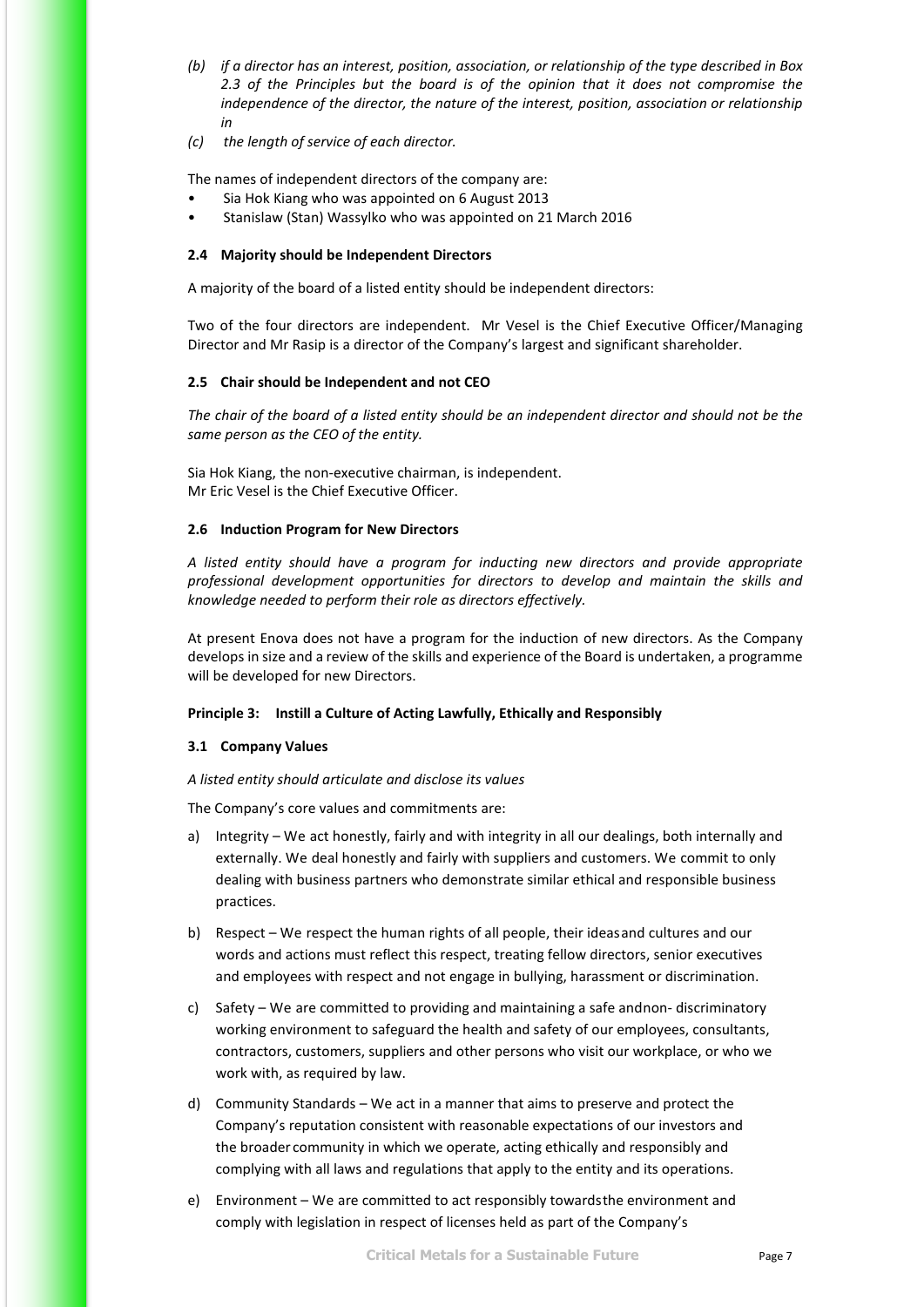*(b) if a director has an interest, position, association, or relationship of the type described in Box 2.3 of the Principles but the board is of the opinion that it does not compromise the independence of the director, the nature of the interest, position, association or relationship in*

*(c) the length of service of each director.*

The names of independent directors of the company are:

- Sia Hok Kiang who was appointed on 6 August 2013
- Stanislaw (Stan) Wassylko who was appointed on 21 March 2016

**2.4 Majority should be Independent Directors**

A majority of the board of a listed entity should be independent directors:

Two of the four directors are independent. Mr Vesel is the Chief Executive Officer/Managing Director and Mr Rasip is a director of the Company's largest and significant shareholder.

**2.5 Chair should be Independent and not CEO**

*The chair of the board of a listed entity should be an independent director and should not be the same person as the CEO of the entity.*

Sia Hok Kiang, the non-executive chairman, is independent.
Mr Eric Vesel is the Chief Executive Officer.

**2.6 Induction Program for New Directors**

*A listed entity should have a program for inducting new directors and provide appropriate professional development opportunities for directors to develop and maintain the skills and knowledge needed to perform their role as directors effectively.*

At present Enova does not have a program for the induction of new directors. As the Company develops in size and a review of the skills and experience of the Board is undertaken, a programme will be developed for new Directors.

**Principle 3: Instill a Culture of Acting Lawfully, Ethically and Responsibly**

**3.1 Company Values**

*A listed entity should articulate and disclose its values*

The Company's core values and commitments are:

a) Integrity – We act honestly, fairly and with integrity in all our dealings, both internally and externally. We deal honestly and fairly with suppliers and customers. We commit to only dealing with business partners who demonstrate similar ethical and responsible business practices.

b) Respect – We respect the human rights of all people, their ideasand cultures and our words and actions must reflect this respect, treating fellow directors, senior executives and employees with respect and not engage in bullying, harassment or discrimination.

c) Safety – We are committed to providing and maintaining a safe andnon- discriminatory working environment to safeguard the health and safety of our employees, consultants, contractors, customers, suppliers and other persons who visit our workplace, or who we work with, as required by law.

d) Community Standards – We act in a manner that aims to preserve and protect the Company's reputation consistent with reasonable expectations of our investors and the broader community in which we operate, acting ethically and responsibly and complying with all laws and regulations that apply to the entity and its operations.

e) Environment – We are committed to act responsibly towardsthe environment and comply with legislation in respect of licenses held as part of the Company's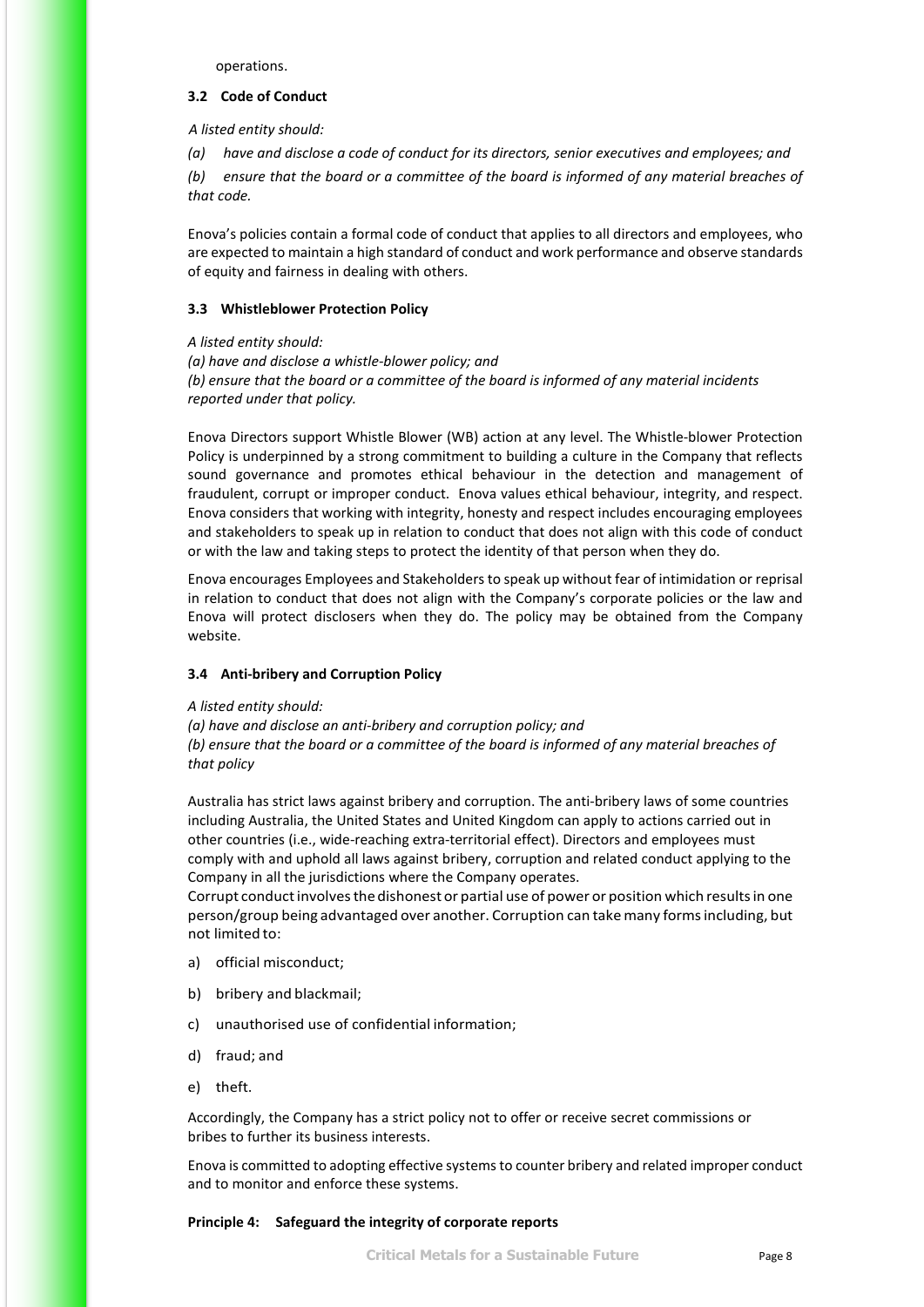operations.

### 3.2 Code of Conduct

*A listed entity should:*

*(a) have and disclose a code of conduct for its directors, senior executives and employees; and*

*(b) ensure that the board or a committee of the board is informed of any material breaches of that code.*

Enova's policies contain a formal code of conduct that applies to all directors and employees, who are expected to maintain a high standard of conduct and work performance and observe standards of equity and fairness in dealing with others.

### 3.3 Whistleblower Protection Policy

*A listed entity should:*
*(a) have and disclose a whistle-blower policy; and*
*(b) ensure that the board or a committee of the board is informed of any material incidents reported under that policy.*

Enova Directors support Whistle Blower (WB) action at any level. The Whistle-blower Protection Policy is underpinned by a strong commitment to building a culture in the Company that reflects sound governance and promotes ethical behaviour in the detection and management of fraudulent, corrupt or improper conduct. Enova values ethical behaviour, integrity, and respect. Enova considers that working with integrity, honesty and respect includes encouraging employees and stakeholders to speak up in relation to conduct that does not align with this code of conduct or with the law and taking steps to protect the identity of that person when they do.

Enova encourages Employees and Stakeholders to speak up without fear of intimidation or reprisal in relation to conduct that does not align with the Company's corporate policies or the law and Enova will protect disclosers when they do. The policy may be obtained from the Company website.

### 3.4 Anti-bribery and Corruption Policy

*A listed entity should:*
*(a) have and disclose an anti-bribery and corruption policy; and*
*(b) ensure that the board or a committee of the board is informed of any material breaches of that policy*

Australia has strict laws against bribery and corruption. The anti-bribery laws of some countries including Australia, the United States and United Kingdom can apply to actions carried out in other countries (i.e., wide-reaching extra-territorial effect). Directors and employees must comply with and uphold all laws against bribery, corruption and related conduct applying to the Company in all the jurisdictions where the Company operates.
Corrupt conduct involves the dishonest or partial use of power or position which results in one person/group being advantaged over another. Corruption can take many forms including, but not limited to:

a) official misconduct;

b) bribery and blackmail;

c) unauthorised use of confidential information;

d) fraud; and

e) theft.

Accordingly, the Company has a strict policy not to offer or receive secret commissions or bribes to further its business interests.

Enova is committed to adopting effective systems to counter bribery and related improper conduct and to monitor and enforce these systems.

## Principle 4: Safeguard the integrity of corporate reports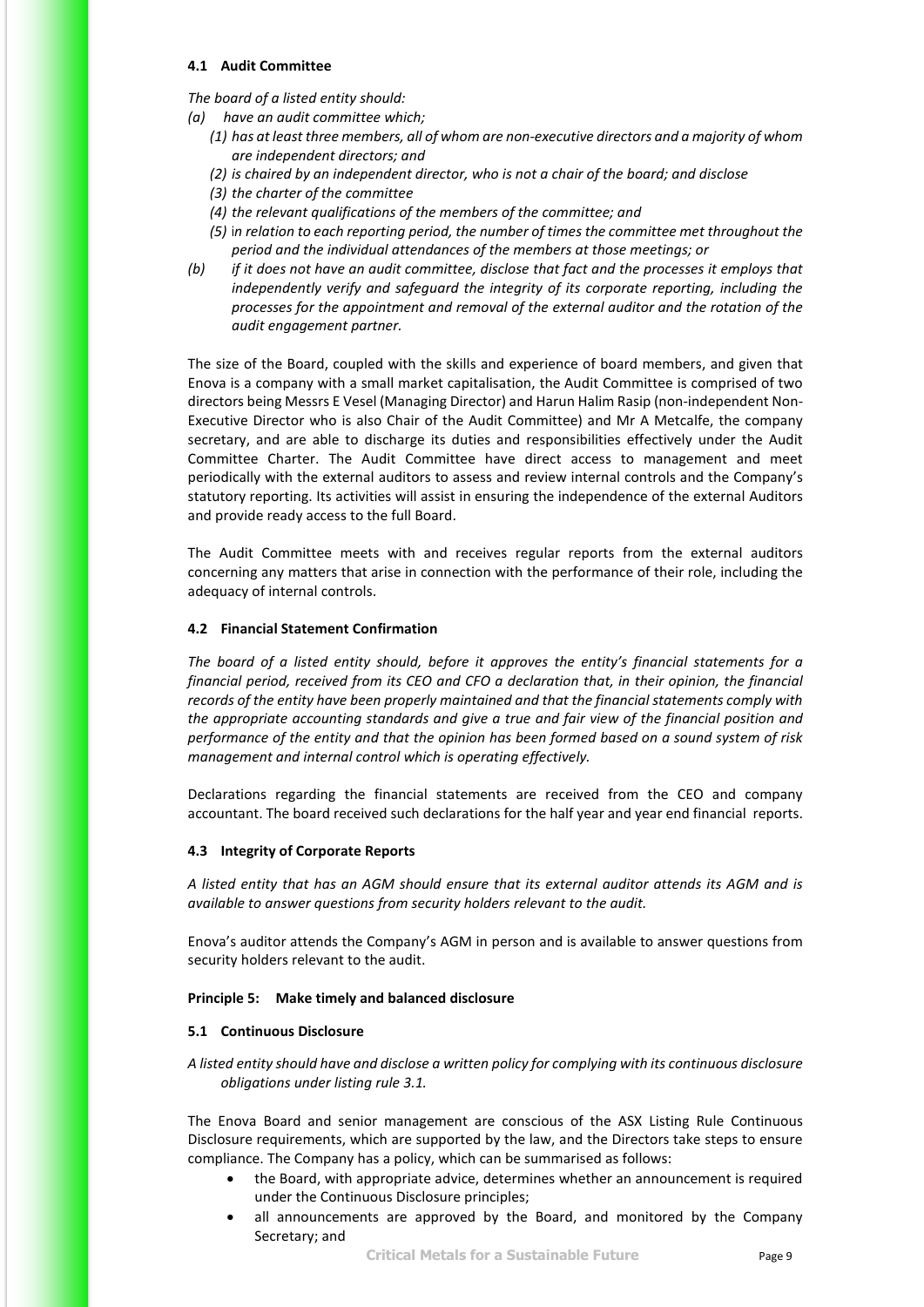#### 4.1 Audit Committee

*The board of a listed entity should:*

*(a) have an audit committee which;*

*(1) has at least three members, all of whom are non-executive directors and a majority of whom are independent directors; and*

*(2) is chaired by an independent director, who is not a chair of the board; and disclose*

*(3) the charter of the committee*

*(4) the relevant qualifications of the members of the committee; and*

*(5) in relation to each reporting period, the number of times the committee met throughout the period and the individual attendances of the members at those meetings; or*

*(b) if it does not have an audit committee, disclose that fact and the processes it employs that independently verify and safeguard the integrity of its corporate reporting, including the processes for the appointment and removal of the external auditor and the rotation of the audit engagement partner.*

The size of the Board, coupled with the skills and experience of board members, and given that Enova is a company with a small market capitalisation, the Audit Committee is comprised of two directors being Messrs E Vesel (Managing Director) and Harun Halim Rasip (non-independent Non-Executive Director who is also Chair of the Audit Committee) and Mr A Metcalfe, the company secretary, and are able to discharge its duties and responsibilities effectively under the Audit Committee Charter. The Audit Committee have direct access to management and meet periodically with the external auditors to assess and review internal controls and the Company's statutory reporting. Its activities will assist in ensuring the independence of the external Auditors and provide ready access to the full Board.

The Audit Committee meets with and receives regular reports from the external auditors concerning any matters that arise in connection with the performance of their role, including the adequacy of internal controls.

#### 4.2 Financial Statement Confirmation

*The board of a listed entity should, before it approves the entity's financial statements for a financial period, received from its CEO and CFO a declaration that, in their opinion, the financial records of the entity have been properly maintained and that the financial statements comply with the appropriate accounting standards and give a true and fair view of the financial position and performance of the entity and that the opinion has been formed based on a sound system of risk management and internal control which is operating effectively.*

Declarations regarding the financial statements are received from the CEO and company accountant. The board received such declarations for the half year and year end financial reports.

#### 4.3 Integrity of Corporate Reports

*A listed entity that has an AGM should ensure that its external auditor attends its AGM and is available to answer questions from security holders relevant to the audit.*

Enova's auditor attends the Company's AGM in person and is available to answer questions from security holders relevant to the audit.

### Principle 5: Make timely and balanced disclosure

#### 5.1 Continuous Disclosure

*A listed entity should have and disclose a written policy for complying with its continuous disclosure obligations under listing rule 3.1.*

The Enova Board and senior management are conscious of the ASX Listing Rule Continuous Disclosure requirements, which are supported by the law, and the Directors take steps to ensure compliance. The Company has a policy, which can be summarised as follows:

- the Board, with appropriate advice, determines whether an announcement is required under the Continuous Disclosure principles;
- all announcements are approved by the Board, and monitored by the Company Secretary; and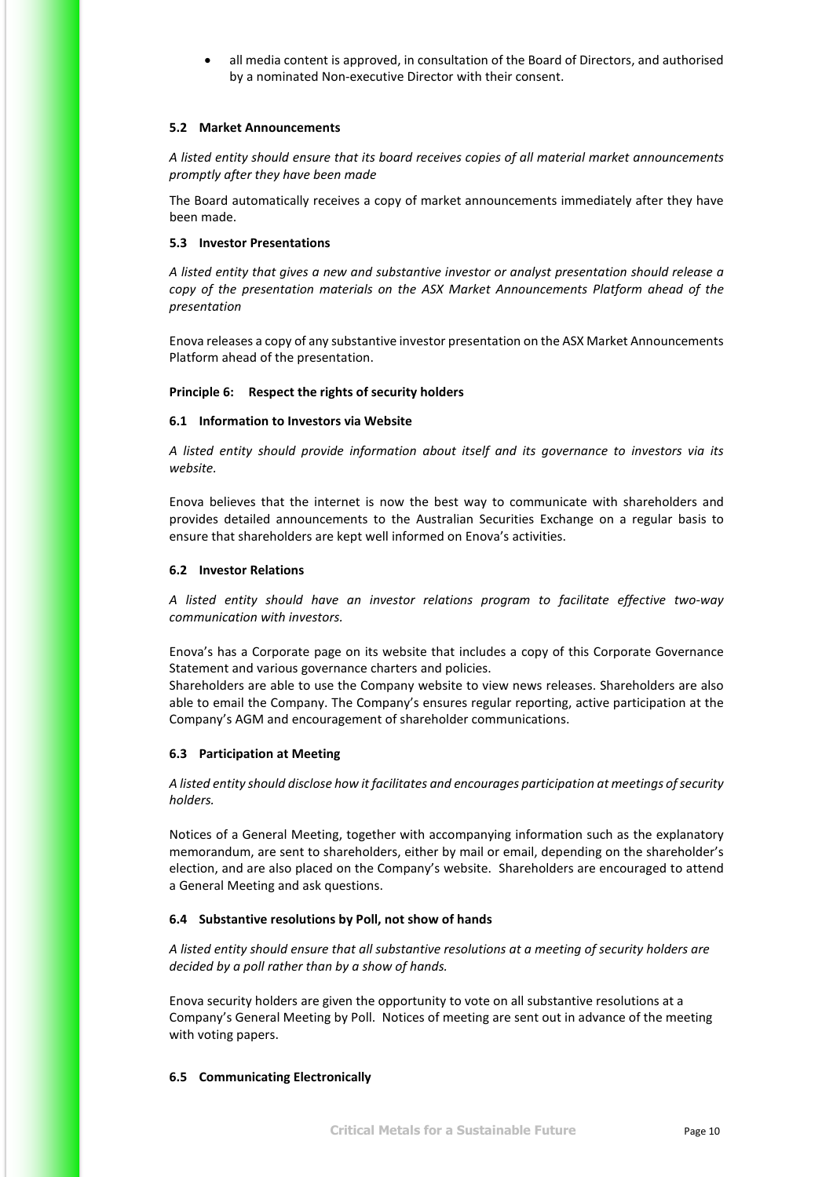- all media content is approved, in consultation of the Board of Directors, and authorised by a nominated Non-executive Director with their consent.

#### 5.2 Market Announcements

*A listed entity should ensure that its board receives copies of all material market announcements promptly after they have been made*

The Board automatically receives a copy of market announcements immediately after they have been made.

#### 5.3 Investor Presentations

*A listed entity that gives a new and substantive investor or analyst presentation should release a copy of the presentation materials on the ASX Market Announcements Platform ahead of the presentation*

Enova releases a copy of any substantive investor presentation on the ASX Market Announcements Platform ahead of the presentation.

### Principle 6: Respect the rights of security holders

#### 6.1 Information to Investors via Website

*A listed entity should provide information about itself and its governance to investors via its website.*

Enova believes that the internet is now the best way to communicate with shareholders and provides detailed announcements to the Australian Securities Exchange on a regular basis to ensure that shareholders are kept well informed on Enova's activities.

#### 6.2 Investor Relations

*A listed entity should have an investor relations program to facilitate effective two-way communication with investors.*

Enova's has a Corporate page on its website that includes a copy of this Corporate Governance Statement and various governance charters and policies.
Shareholders are able to use the Company website to view news releases. Shareholders are also able to email the Company. The Company's ensures regular reporting, active participation at the Company's AGM and encouragement of shareholder communications.

#### 6.3 Participation at Meeting

*A listed entity should disclose how it facilitates and encourages participation at meetings of security holders.*

Notices of a General Meeting, together with accompanying information such as the explanatory memorandum, are sent to shareholders, either by mail or email, depending on the shareholder's election, and are also placed on the Company's website. Shareholders are encouraged to attend a General Meeting and ask questions.

#### 6.4 Substantive resolutions by Poll, not show of hands

*A listed entity should ensure that all substantive resolutions at a meeting of security holders are decided by a poll rather than by a show of hands.*

Enova security holders are given the opportunity to vote on all substantive resolutions at a Company's General Meeting by Poll. Notices of meeting are sent out in advance of the meeting with voting papers.

#### 6.5 Communicating Electronically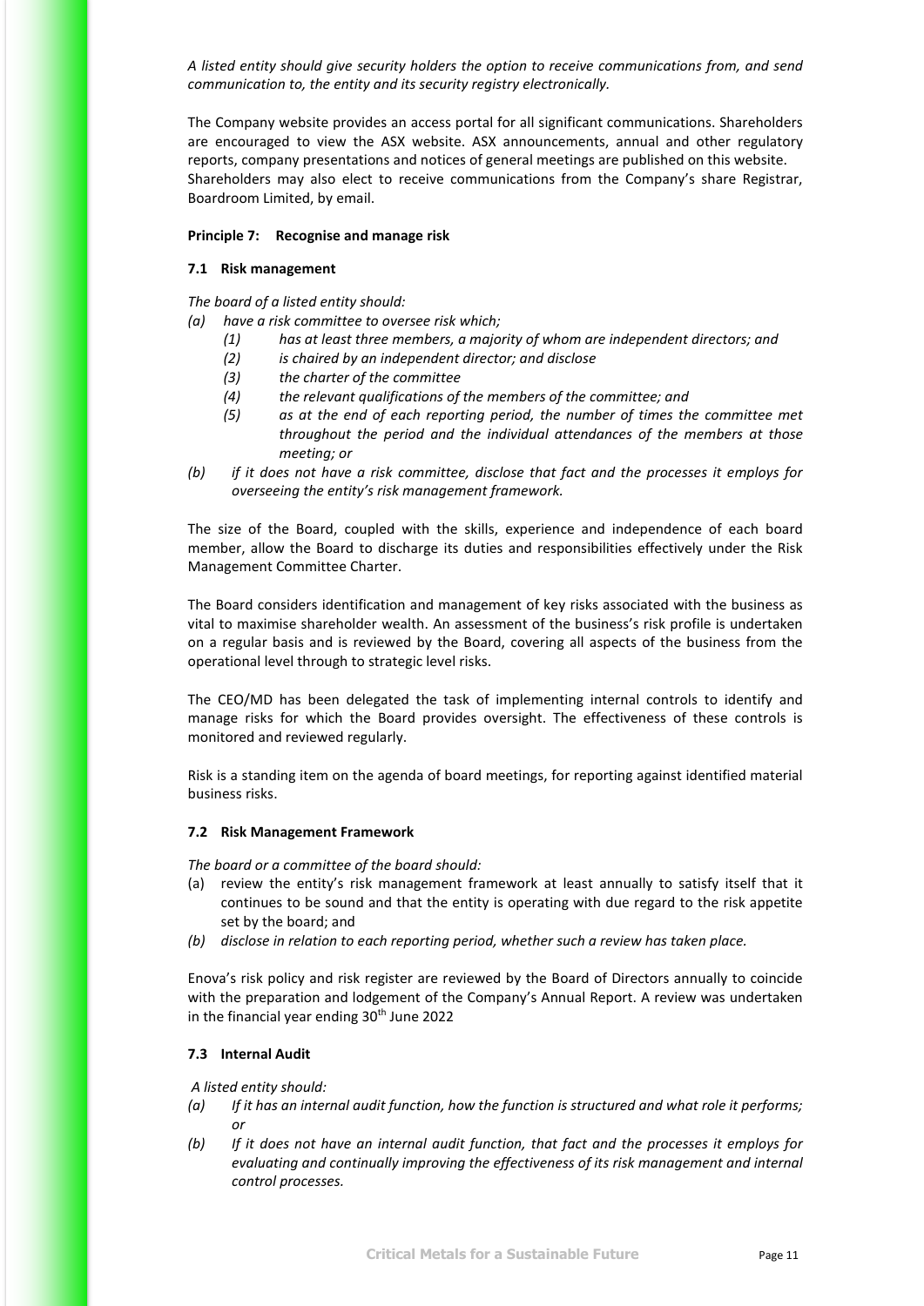*A listed entity should give security holders the option to receive communications from, and send communication to, the entity and its security registry electronically.*

The Company website provides an access portal for all significant communications. Shareholders are encouraged to view the ASX website. ASX announcements, annual and other regulatory reports, company presentations and notices of general meetings are published on this website. Shareholders may also elect to receive communications from the Company's share Registrar, Boardroom Limited, by email.

**Principle 7: Recognise and manage risk**

**7.1 Risk management**

*The board of a listed entity should:*

*(a) have a risk committee to oversee risk which;*
  - *(1) has at least three members, a majority of whom are independent directors; and*
  - *(2) is chaired by an independent director; and disclose*
  - *(3) the charter of the committee*
  - *(4) the relevant qualifications of the members of the committee; and*
  - *(5) as at the end of each reporting period, the number of times the committee met throughout the period and the individual attendances of the members at those meeting; or*

*(b) if it does not have a risk committee, disclose that fact and the processes it employs for overseeing the entity's risk management framework.*

The size of the Board, coupled with the skills, experience and independence of each board member, allow the Board to discharge its duties and responsibilities effectively under the Risk Management Committee Charter.

The Board considers identification and management of key risks associated with the business as vital to maximise shareholder wealth. An assessment of the business's risk profile is undertaken on a regular basis and is reviewed by the Board, covering all aspects of the business from the operational level through to strategic level risks.

The CEO/MD has been delegated the task of implementing internal controls to identify and manage risks for which the Board provides oversight. The effectiveness of these controls is monitored and reviewed regularly.

Risk is a standing item on the agenda of board meetings, for reporting against identified material business risks.

**7.2 Risk Management Framework**

*The board or a committee of the board should:*

(a) review the entity's risk management framework at least annually to satisfy itself that it continues to be sound and that the entity is operating with due regard to the risk appetite set by the board; and

*(b) disclose in relation to each reporting period, whether such a review has taken place.*

Enova's risk policy and risk register are reviewed by the Board of Directors annually to coincide with the preparation and lodgement of the Company's Annual Report. A review was undertaken in the financial year ending 30th June 2022

**7.3 Internal Audit**

*A listed entity should:*

*(a) If it has an internal audit function, how the function is structured and what role it performs; or*

*(b) If it does not have an internal audit function, that fact and the processes it employs for evaluating and continually improving the effectiveness of its risk management and internal control processes.*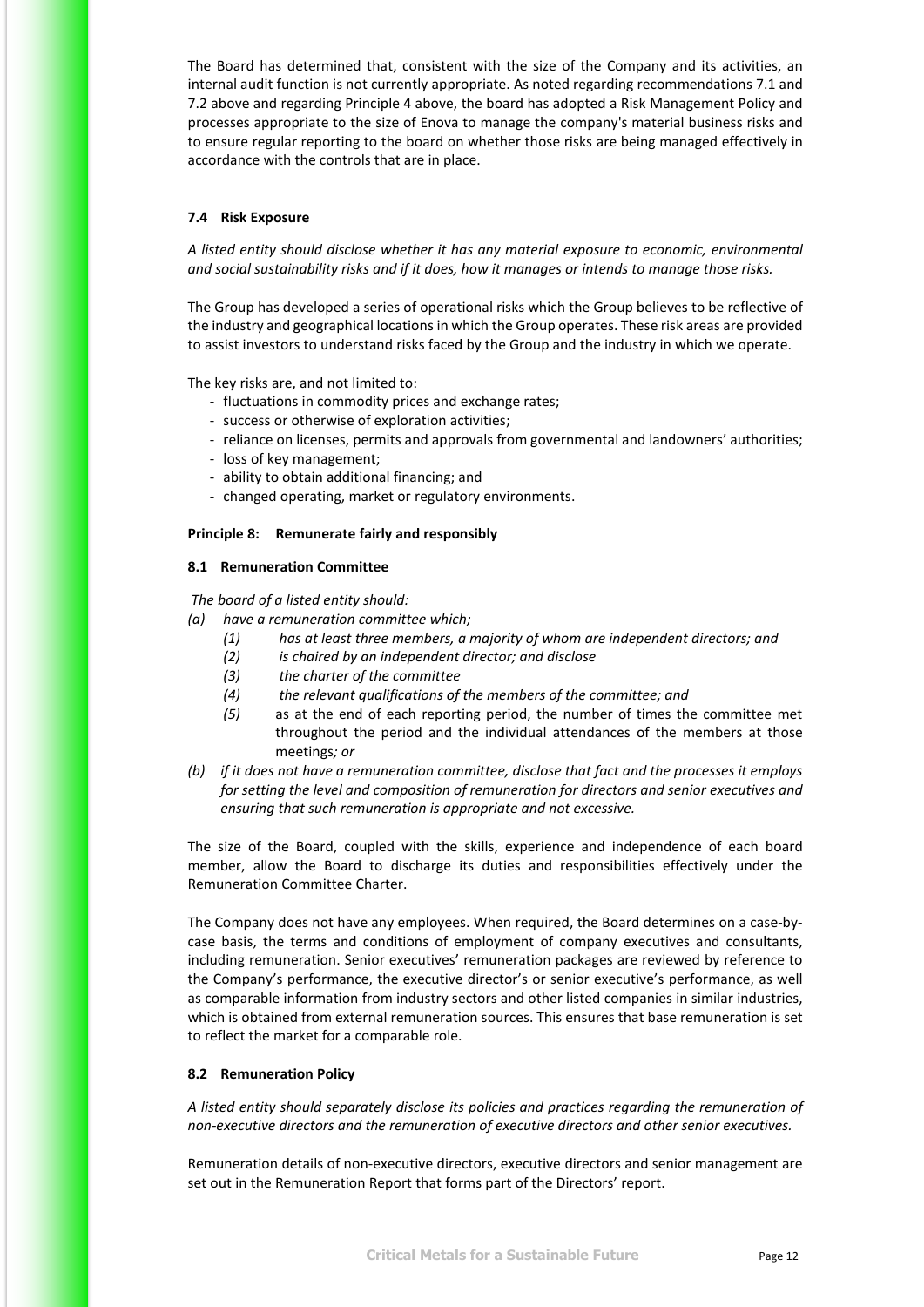The Board has determined that, consistent with the size of the Company and its activities, an internal audit function is not currently appropriate. As noted regarding recommendations 7.1 and 7.2 above and regarding Principle 4 above, the board has adopted a Risk Management Policy and processes appropriate to the size of Enova to manage the company's material business risks and to ensure regular reporting to the board on whether those risks are being managed effectively in accordance with the controls that are in place.

### 7.4 Risk Exposure

*A listed entity should disclose whether it has any material exposure to economic, environmental and social sustainability risks and if it does, how it manages or intends to manage those risks.*

The Group has developed a series of operational risks which the Group believes to be reflective of the industry and geographical locations in which the Group operates. These risk areas are provided to assist investors to understand risks faced by the Group and the industry in which we operate.

The key risks are, and not limited to:

- fluctuations in commodity prices and exchange rates;
- success or otherwise of exploration activities;
- reliance on licenses, permits and approvals from governmental and landowners' authorities;
- loss of key management;
- ability to obtain additional financing; and
- changed operating, market or regulatory environments.

## Principle 8: Remunerate fairly and responsibly

### 8.1 Remuneration Committee

*The board of a listed entity should:*

*(a) have a remuneration committee which;*

*(1) has at least three members, a majority of whom are independent directors; and*

*(2) is chaired by an independent director; and disclose*

*(3) the charter of the committee*

*(4) the relevant qualifications of the members of the committee; and*

*(5)* as at the end of each reporting period, the number of times the committee met throughout the period and the individual attendances of the members at those meetings*; or*

*(b) if it does not have a remuneration committee, disclose that fact and the processes it employs for setting the level and composition of remuneration for directors and senior executives and ensuring that such remuneration is appropriate and not excessive.*

The size of the Board, coupled with the skills, experience and independence of each board member, allow the Board to discharge its duties and responsibilities effectively under the Remuneration Committee Charter.

The Company does not have any employees. When required, the Board determines on a case-by-case basis, the terms and conditions of employment of company executives and consultants, including remuneration. Senior executives' remuneration packages are reviewed by reference to the Company's performance, the executive director's or senior executive's performance, as well as comparable information from industry sectors and other listed companies in similar industries, which is obtained from external remuneration sources. This ensures that base remuneration is set to reflect the market for a comparable role.

### 8.2 Remuneration Policy

*A listed entity should separately disclose its policies and practices regarding the remuneration of non-executive directors and the remuneration of executive directors and other senior executives.*

Remuneration details of non-executive directors, executive directors and senior management are set out in the Remuneration Report that forms part of the Directors' report.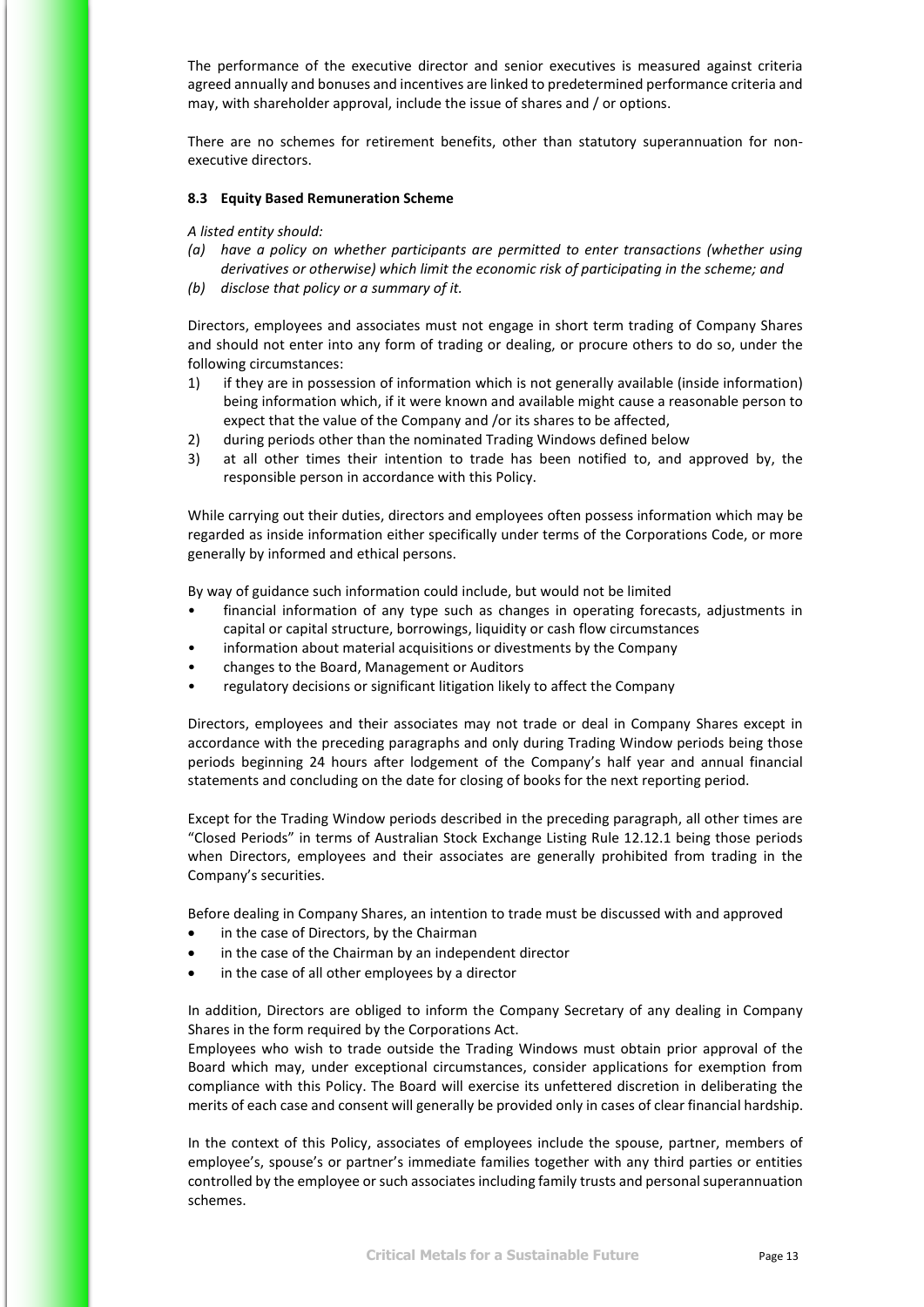The performance of the executive director and senior executives is measured against criteria agreed annually and bonuses and incentives are linked to predetermined performance criteria and may, with shareholder approval, include the issue of shares and / or options.

There are no schemes for retirement benefits, other than statutory superannuation for non-executive directors.

### 8.3 Equity Based Remuneration Scheme

*A listed entity should:*

*(a) have a policy on whether participants are permitted to enter transactions (whether using derivatives or otherwise) which limit the economic risk of participating in the scheme; and*

*(b) disclose that policy or a summary of it.*

Directors, employees and associates must not engage in short term trading of Company Shares and should not enter into any form of trading or dealing, or procure others to do so, under the following circumstances:

1) if they are in possession of information which is not generally available (inside information) being information which, if it were known and available might cause a reasonable person to expect that the value of the Company and /or its shares to be affected,
2) during periods other than the nominated Trading Windows defined below
3) at all other times their intention to trade has been notified to, and approved by, the responsible person in accordance with this Policy.

While carrying out their duties, directors and employees often possess information which may be regarded as inside information either specifically under terms of the Corporations Code, or more generally by informed and ethical persons.

By way of guidance such information could include, but would not be limited

- financial information of any type such as changes in operating forecasts, adjustments in capital or capital structure, borrowings, liquidity or cash flow circumstances
- information about material acquisitions or divestments by the Company
- changes to the Board, Management or Auditors
- regulatory decisions or significant litigation likely to affect the Company

Directors, employees and their associates may not trade or deal in Company Shares except in accordance with the preceding paragraphs and only during Trading Window periods being those periods beginning 24 hours after lodgement of the Company's half year and annual financial statements and concluding on the date for closing of books for the next reporting period.

Except for the Trading Window periods described in the preceding paragraph, all other times are "Closed Periods" in terms of Australian Stock Exchange Listing Rule 12.12.1 being those periods when Directors, employees and their associates are generally prohibited from trading in the Company's securities.

Before dealing in Company Shares, an intention to trade must be discussed with and approved

- in the case of Directors, by the Chairman
- in the case of the Chairman by an independent director
- in the case of all other employees by a director

In addition, Directors are obliged to inform the Company Secretary of any dealing in Company Shares in the form required by the Corporations Act.

Employees who wish to trade outside the Trading Windows must obtain prior approval of the Board which may, under exceptional circumstances, consider applications for exemption from compliance with this Policy. The Board will exercise its unfettered discretion in deliberating the merits of each case and consent will generally be provided only in cases of clear financial hardship.

In the context of this Policy, associates of employees include the spouse, partner, members of employee's, spouse's or partner's immediate families together with any third parties or entities controlled by the employee or such associates including family trusts and personal superannuation schemes.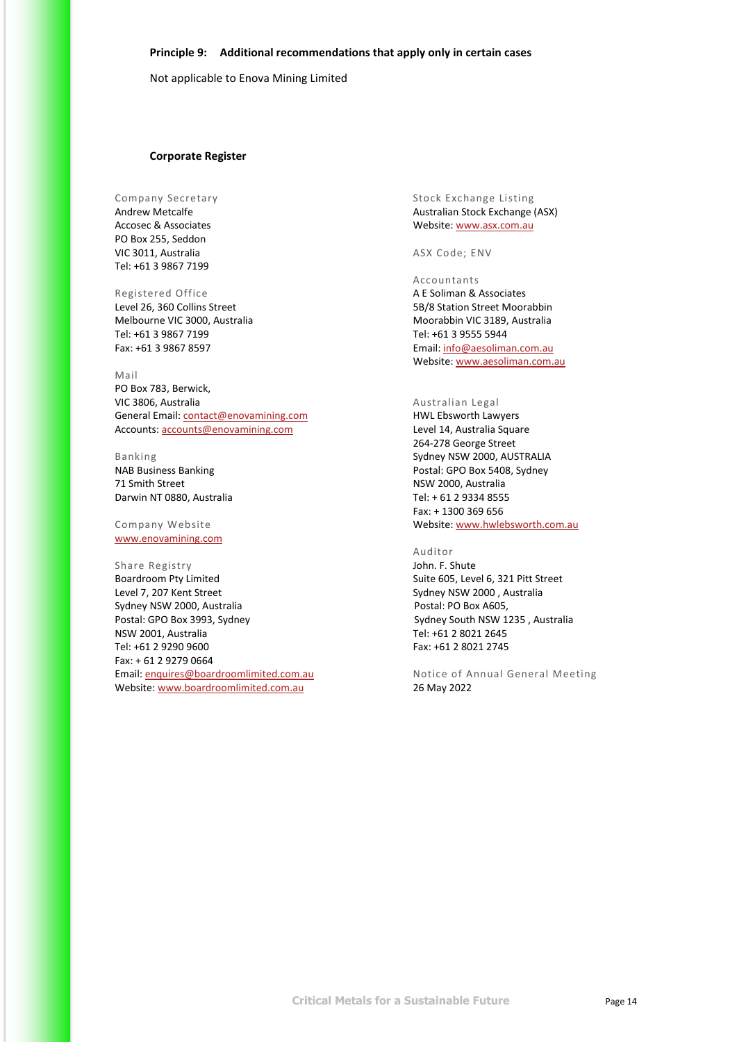**Principle 9: Additional recommendations that apply only in certain cases**

Not applicable to Enova Mining Limited

**Corporate Register**

Company Secretary
Andrew Metcalfe
Accosec & Associates
PO Box 255, Seddon
VIC 3011, Australia
Tel: +61 3 9867 7199

Registered Office
Level 26, 360 Collins Street
Melbourne VIC 3000, Australia
Tel: +61 3 9867 7199
Fax: +61 3 9867 8597

Mail
PO Box 783, Berwick,
VIC 3806, Australia
General Email: contact@enovamining.com
Accounts: accounts@enovamining.com

Banking
NAB Business Banking
71 Smith Street
Darwin NT 0880, Australia

Company Website
www.enovamining.com

Share Registry
Boardroom Pty Limited
Level 7, 207 Kent Street
Sydney NSW 2000, Australia
Postal: GPO Box 3993, Sydney
NSW 2001, Australia
Tel: +61 2 9290 9600
Fax: + 61 2 9279 0664
Email: enquires@boardroomlimited.com.au
Website: www.boardroomlimited.com.au

Stock Exchange Listing
Australian Stock Exchange (ASX)
Website: www.asx.com.au

ASX Code; ENV

Accountants
A E Soliman & Associates
5B/8 Station Street Moorabbin
Moorabbin VIC 3189, Australia
Tel: +61 3 9555 5944
Email: info@aesoliman.com.au
Website: www.aesoliman.com.au

Australian Legal
HWL Ebsworth Lawyers
Level 14, Australia Square
264-278 George Street
Sydney NSW 2000, AUSTRALIA
Postal: GPO Box 5408, Sydney
NSW 2000, Australia
Tel: + 61 2 9334 8555
Fax: + 1300 369 656
Website: www.hwlebsworth.com.au

Auditor
John. F. Shute
Suite 605, Level 6, 321 Pitt Street
Sydney NSW 2000 , Australia
Postal: PO Box A605,
Sydney South NSW 1235 , Australia
Tel: +61 2 8021 2645
Fax: +61 2 8021 2745

Notice of Annual General Meeting
26 May 2022